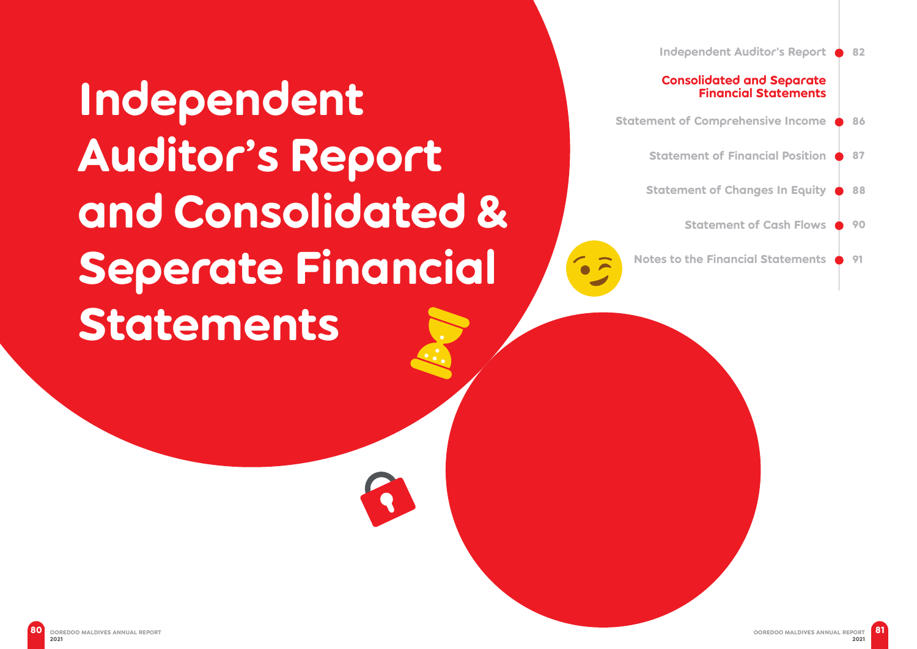# Independent Auditor's Report and Consolidated & Seperate Financial Statements

- Independent Auditor's Report — 82

**Consolidated and Separate Financial Statements**

- Statement of Comprehensive Income — 86
- Statement of Financial Position — 87
- Statement of Changes In Equity — 88
- Statement of Cash Flows — 90
- Notes to the Financial Statements — 91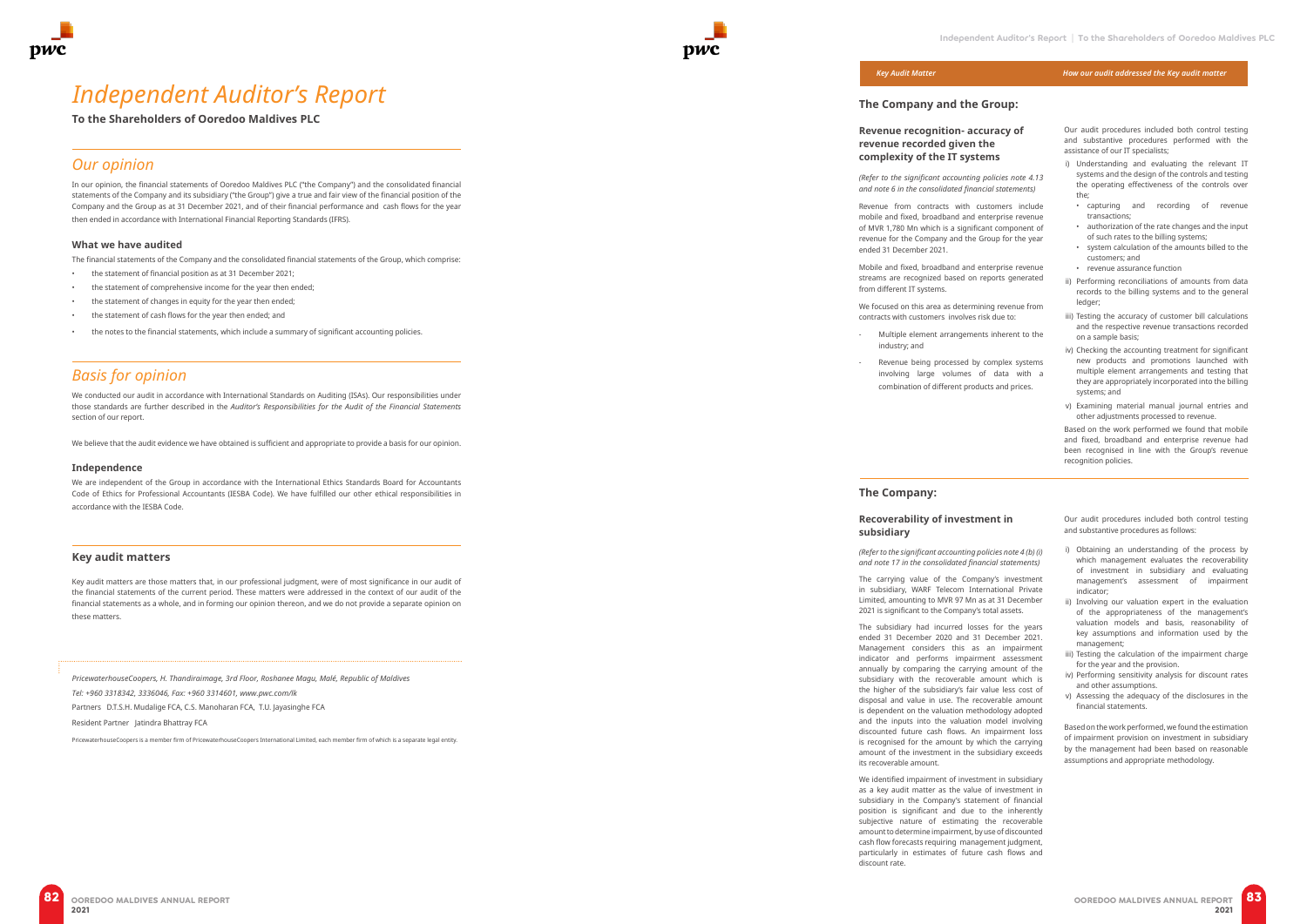# Independent Auditor's Report

**To the Shareholders of Ooredoo Maldives PLC**

## Our opinion

In our opinion, the financial statements of Ooredoo Maldives PLC ("the Company") and the consolidated financial statements of the Company and its subsidiary ("the Group") give a true and fair view of the financial position of the Company and the Group as at 31 December 2021, and of their financial performance and cash flows for the year then ended in accordance with International Financial Reporting Standards (IFRS).

### What we have audited

The financial statements of the Company and the consolidated financial statements of the Group, which comprise:

- the statement of financial position as at 31 December 2021;
- the statement of comprehensive income for the year then ended;
- the statement of changes in equity for the year then ended;
- the statement of cash flows for the year then ended; and
- the notes to the financial statements, which include a summary of significant accounting policies.

## Basis for opinion

We conducted our audit in accordance with International Standards on Auditing (ISAs). Our responsibilities under those standards are further described in the *Auditor's Responsibilities for the Audit of the Financial Statements* section of our report.

We believe that the audit evidence we have obtained is sufficient and appropriate to provide a basis for our opinion.

### Independence

We are independent of the Group in accordance with the International Ethics Standards Board for Accountants Code of Ethics for Professional Accountants (IESBA Code). We have fulfilled our other ethical responsibilities in accordance with the IESBA Code.

### Key audit matters

Key audit matters are those matters that, in our professional judgment, were of most significance in our audit of the financial statements of the current period. These matters were addressed in the context of our audit of the financial statements as a whole, and in forming our opinion thereon, and we do not provide a separate opinion on these matters.

*PricewaterhouseCoopers, H. Thandiraimage, 3rd Floor, Roshanee Magu, Malé, Republic of Maldives*

*Tel: +960 3318342, 3336046, Fax: +960 3314601, www.pwc.com/lk*

Partners D.T.S.H. Mudalige FCA, C.S. Manoharan FCA, T.U. Jayasinghe FCA

Resident Partner Jatindra Bhattray FCA

PricewaterhouseCoopers is a member firm of PricewaterhouseCoopers International Limited, each member firm of which is a separate legal entity.

| *Key Audit Matter* | *How our audit addressed the Key audit matter* |
|---|---|
| **The Company and the Group:** | |
| **Revenue recognition- accuracy of revenue recorded given the complexity of the IT systems**<br><br>*(Refer to the significant accounting policies note 4.13 and note 6 in the consolidated financial statements)*<br><br>Revenue from contracts with customers include mobile and fixed, broadband and enterprise revenue of MVR 1,780 Mn which is a significant component of revenue for the Company and the Group for the year ended 31 December 2021.<br><br>Mobile and fixed, broadband and enterprise revenue streams are recognized based on reports generated from different IT systems.<br><br>We focused on this area as determining revenue from contracts with customers involves risk due to:<br><br>- Multiple element arrangements inherent to the industry; and<br>- Revenue being processed by complex systems involving large volumes of data with a combination of different products and prices. | Our audit procedures included both control testing and substantive procedures performed with the assistance of our IT specialists;<br><br>i) Understanding and evaluating the relevant IT systems and the design of the controls and testing the operating effectiveness of the controls over the;<br>• capturing and recording of revenue transactions;<br>• authorization of the rate changes and the input of such rates to the billing systems;<br>• system calculation of the amounts billed to the customers; and<br>• revenue assurance function<br><br>ii) Performing reconciliations of amounts from data records to the billing systems and to the general ledger;<br><br>iii) Testing the accuracy of customer bill calculations and the respective revenue transactions recorded on a sample basis;<br><br>iv) Checking the accounting treatment for significant new products and promotions launched with multiple element arrangements and testing that they are appropriately incorporated into the billing systems; and<br><br>v) Examining material manual journal entries and other adjustments processed to revenue.<br><br>Based on the work performed we found that mobile and fixed, broadband and enterprise revenue had been recognised in line with the Group's revenue recognition policies. |
| **The Company:** | |
| **Recoverability of investment in subsidiary**<br><br>*(Refer to the significant accounting policies note 4 (b) (i) and note 17 in the consolidated financial statements)*<br><br>The carrying value of the Company's investment in subsidiary, WARF Telecom International Private Limited, amounting to MVR 97 Mn as at 31 December 2021 is significant to the Company's total assets.<br><br>The subsidiary had incurred losses for the years ended 31 December 2020 and 31 December 2021. Management considers this as an impairment indicator and performs impairment assessment annually by comparing the carrying amount of the subsidiary with the recoverable amount which is the higher of the subsidiary's fair value less cost of disposal and value in use. The recoverable amount is dependent on the valuation methodology adopted and the inputs into the valuation model involving discounted future cash flows. An impairment loss is recognised for the amount by which the carrying amount of the investment in the subsidiary exceeds its recoverable amount.<br><br>We identified impairment of investment in subsidiary as a key audit matter as the value of investment in subsidiary in the Company's statement of financial position is significant and due to the inherently subjective nature of estimating the recoverable amount to determine impairment, by use of discounted cash flow forecasts requiring management judgment, particularly in estimates of future cash flows and discount rate. | Our audit procedures included both control testing and substantive procedures as follows:<br><br>i) Obtaining an understanding of the process by which management evaluates the recoverability of investment in subsidiary and evaluating management's assessment of impairment indicator;<br><br>ii) Involving our valuation expert in the evaluation of the appropriateness of the management's valuation models and basis, reasonability of key assumptions and information used by the management;<br><br>iii) Testing the calculation of the impairment charge for the year and the provision.<br><br>iv) Performing sensitivity analysis for discount rates and other assumptions.<br><br>v) Assessing the adequacy of the disclosures in the financial statements.<br><br>Based on the work performed, we found the estimation of impairment provision on investment in subsidiary by the management had been based on reasonable assumptions and appropriate methodology. |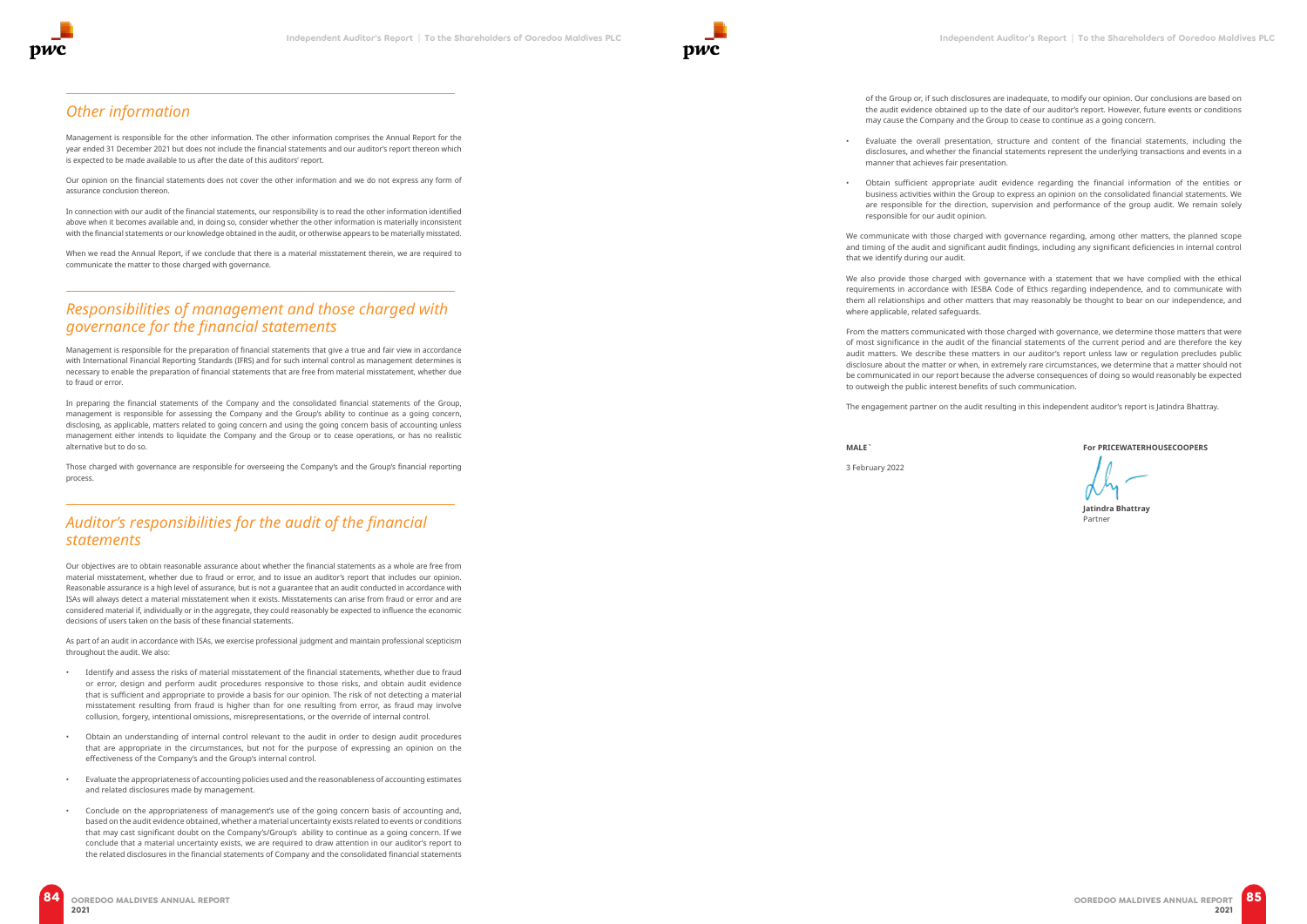## Other information

Management is responsible for the other information. The other information comprises the Annual Report for the year ended 31 December 2021 but does not include the financial statements and our auditor's report thereon which is expected to be made available to us after the date of this auditors' report.

Our opinion on the financial statements does not cover the other information and we do not express any form of assurance conclusion thereon.

In connection with our audit of the financial statements, our responsibility is to read the other information identified above when it becomes available and, in doing so, consider whether the other information is materially inconsistent with the financial statements or our knowledge obtained in the audit, or otherwise appears to be materially misstated.

When we read the Annual Report, if we conclude that there is a material misstatement therein, we are required to communicate the matter to those charged with governance.

## Responsibilities of management and those charged with governance for the financial statements

Management is responsible for the preparation of financial statements that give a true and fair view in accordance with International Financial Reporting Standards (IFRS) and for such internal control as management determines is necessary to enable the preparation of financial statements that are free from material misstatement, whether due to fraud or error.

In preparing the financial statements of the Company and the consolidated financial statements of the Group, management is responsible for assessing the Company and the Group's ability to continue as a going concern, disclosing, as applicable, matters related to going concern and using the going concern basis of accounting unless management either intends to liquidate the Company and the Group or to cease operations, or has no realistic alternative but to do so.

Those charged with governance are responsible for overseeing the Company's and the Group's financial reporting process.

## Auditor's responsibilities for the audit of the financial statements

Our objectives are to obtain reasonable assurance about whether the financial statements as a whole are free from material misstatement, whether due to fraud or error, and to issue an auditor's report that includes our opinion. Reasonable assurance is a high level of assurance, but is not a guarantee that an audit conducted in accordance with ISAs will always detect a material misstatement when it exists. Misstatements can arise from fraud or error and are considered material if, individually or in the aggregate, they could reasonably be expected to influence the economic decisions of users taken on the basis of these financial statements.

As part of an audit in accordance with ISAs, we exercise professional judgment and maintain professional scepticism throughout the audit. We also:

- Identify and assess the risks of material misstatement of the financial statements, whether due to fraud or error, design and perform audit procedures responsive to those risks, and obtain audit evidence that is sufficient and appropriate to provide a basis for our opinion. The risk of not detecting a material misstatement resulting from fraud is higher than for one resulting from error, as fraud may involve collusion, forgery, intentional omissions, misrepresentations, or the override of internal control.
- Obtain an understanding of internal control relevant to the audit in order to design audit procedures that are appropriate in the circumstances, but not for the purpose of expressing an opinion on the effectiveness of the Company's and the Group's internal control.
- Evaluate the appropriateness of accounting policies used and the reasonableness of accounting estimates and related disclosures made by management.
- Conclude on the appropriateness of management's use of the going concern basis of accounting and, based on the audit evidence obtained, whether a material uncertainty exists related to events or conditions that may cast significant doubt on the Company's/Group's ability to continue as a going concern. If we conclude that a material uncertainty exists, we are required to draw attention in our auditor's report to the related disclosures in the financial statements of Company and the consolidated financial statements of the Group or, if such disclosures are inadequate, to modify our opinion. Our conclusions are based on the audit evidence obtained up to the date of our auditor's report. However, future events or conditions may cause the Company and the Group to cease to continue as a going concern.
- Evaluate the overall presentation, structure and content of the financial statements, including the disclosures, and whether the financial statements represent the underlying transactions and events in a manner that achieves fair presentation.
- Obtain sufficient appropriate audit evidence regarding the financial information of the entities or business activities within the Group to express an opinion on the consolidated financial statements. We are responsible for the direction, supervision and performance of the group audit. We remain solely responsible for our audit opinion.

We communicate with those charged with governance regarding, among other matters, the planned scope and timing of the audit and significant audit findings, including any significant deficiencies in internal control that we identify during our audit.

We also provide those charged with governance with a statement that we have complied with the ethical requirements in accordance with IESBA Code of Ethics regarding independence, and to communicate with them all relationships and other matters that may reasonably be thought to bear on our independence, and where applicable, related safeguards.

From the matters communicated with those charged with governance, we determine those matters that were of most significance in the audit of the financial statements of the current period and are therefore the key audit matters. We describe these matters in our auditor's report unless law or regulation precludes public disclosure about the matter or when, in extremely rare circumstances, we determine that a matter should not be communicated in our report because the adverse consequences of doing so would reasonably be expected to outweigh the public interest benefits of such communication.

The engagement partner on the audit resulting in this independent auditor's report is Jatindra Bhattray.

**MALE`**

3 February 2022

**For PRICEWATERHOUSECOOPERS**

**Jatindra Bhattray**
Partner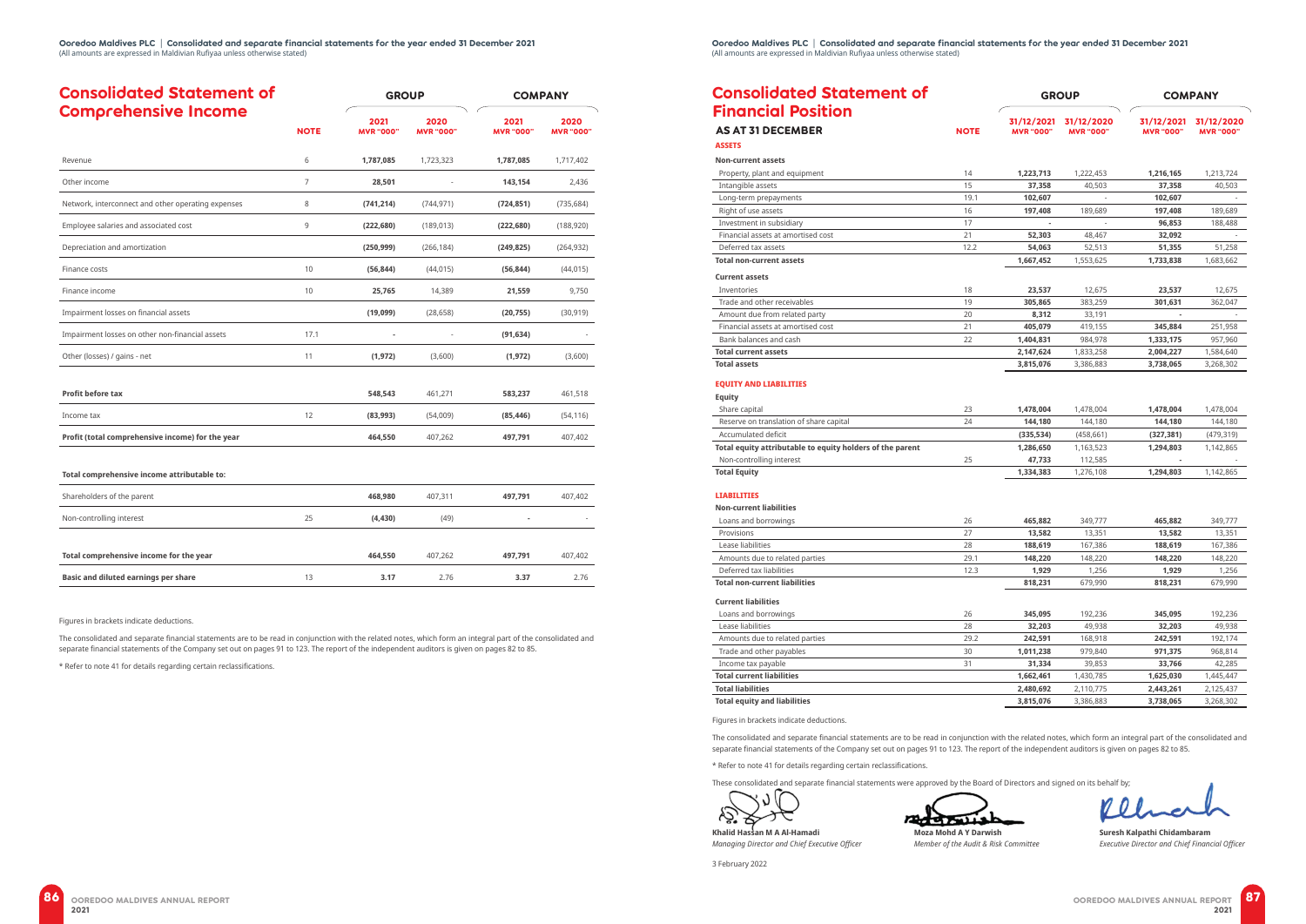# Consolidated Statement of Comprehensive Income

| | NOTE | GROUP 2021 MVR "000" | GROUP 2020 MVR "000" | COMPANY 2021 MVR "000" | COMPANY 2020 MVR "000" |
|---|---|---|---|---|---|
| Revenue | 6 | **1,787,085** | 1,723,323 | **1,787,085** | 1,717,402 |
| Other income | 7 | **28,501** | - | **143,154** | 2,436 |
| Network, interconnect and other operating expenses | 8 | **(741,214)** | (744,971) | **(724,851)** | (735,684) |
| Employee salaries and associated cost | 9 | **(222,680)** | (189,013) | **(222,680)** | (188,920) |
| Depreciation and amortization | | **(250,999)** | (266,184) | **(249,825)** | (264,932) |
| Finance costs | 10 | **(56,844)** | (44,015) | **(56,844)** | (44,015) |
| Finance income | 10 | **25,765** | 14,389 | **21,559** | 9,750 |
| Impairment losses on financial assets | | **(19,099)** | (28,658) | **(20,755)** | (30,919) |
| Impairment losses on other non-financial assets | 17.1 | **-** | - | **(91,634)** | - |
| Other (losses) / gains - net | 11 | **(1,972)** | (3,600) | **(1,972)** | (3,600) |
| **Profit before tax** | | **548,543** | 461,271 | **583,237** | 461,518 |
| Income tax | 12 | **(83,993)** | (54,009) | **(85,446)** | (54,116) |
| **Profit (total comprehensive income) for the year** | | **464,550** | 407,262 | **497,791** | 407,402 |
| **Total comprehensive income attributable to:** | | | | | |
| Shareholders of the parent | | **468,980** | 407,311 | **497,791** | 407,402 |
| Non-controlling interest | 25 | **(4,430)** | (49) | **-** | - |
| **Total comprehensive income for the year** | | **464,550** | 407,262 | **497,791** | 407,402 |
| **Basic and diluted earnings per share** | 13 | **3.17** | 2.76 | **3.37** | 2.76 |

Figures in brackets indicate deductions.

The consolidated and separate financial statements are to be read in conjunction with the related notes, which form an integral part of the consolidated and separate financial statements of the Company set out on pages 91 to 123. The report of the independent auditors is given on pages 82 to 85.

* Refer to note 41 for details regarding certain reclassifications.

# Consolidated Statement of Financial Position

## AS AT 31 DECEMBER

| | NOTE | GROUP 31/12/2021 MVR "000" | GROUP 31/12/2020 MVR "000" | COMPANY 31/12/2021 MVR "000" | COMPANY 31/12/2020 MVR "000" |
|---|---|---|---|---|---|
| **ASSETS** | | | | | |
| **Non-current assets** | | | | | |
| Property, plant and equipment | 14 | **1,223,713** | 1,222,453 | **1,216,165** | 1,213,724 |
| Intangible assets | 15 | **37,358** | 40,503 | **37,358** | 40,503 |
| Long-term prepayments | 19.1 | **102,607** | - | **102,607** | - |
| Right of use assets | 16 | **197,408** | 189,689 | **197,408** | 189,689 |
| Investment in subsidiary | 17 | **-** | - | **96,853** | 188,488 |
| Financial assets at amortised cost | 21 | **52,303** | 48,467 | **32,092** | - |
| Deferred tax assets | 12.2 | **54,063** | 52,513 | **51,355** | 51,258 |
| **Total non-current assets** | | **1,667,452** | 1,553,625 | **1,733,838** | 1,683,662 |
| **Current assets** | | | | | |
| Inventories | 18 | **23,537** | 12,675 | **23,537** | 12,675 |
| Trade and other receivables | 19 | **305,865** | 383,259 | **301,631** | 362,047 |
| Amount due from related party | 20 | **8,312** | 33,191 | **-** | - |
| Financial assets at amortised cost | 21 | **405,079** | 419,155 | **345,884** | 251,958 |
| Bank balances and cash | 22 | **1,404,831** | 984,978 | **1,333,175** | 957,960 |
| **Total current assets** | | **2,147,624** | 1,833,258 | **2,004,227** | 1,584,640 |
| **Total assets** | | **3,815,076** | 3,386,883 | **3,738,065** | 3,268,302 |
| **EQUITY AND LIABILITIES** | | | | | |
| **Equity** | | | | | |
| Share capital | 23 | **1,478,004** | 1,478,004 | **1,478,004** | 1,478,004 |
| Reserve on translation of share capital | 24 | **144,180** | 144,180 | **144,180** | 144,180 |
| Accumulated deficit | | **(335,534)** | (458,661) | **(327,381)** | (479,319) |
| **Total equity attributable to equity holders of the parent** | | **1,286,650** | 1,163,523 | **1,294,803** | 1,142,865 |
| Non-controlling interest | 25 | **47,733** | 112,585 | **-** | - |
| **Total Equity** | | **1,334,383** | 1,276,108 | **1,294,803** | 1,142,865 |
| **LIABILITIES** | | | | | |
| **Non-current liabilities** | | | | | |
| Loans and borrowings | 26 | **465,882** | 349,777 | **465,882** | 349,777 |
| Provisions | 27 | **13,582** | 13,351 | **13,582** | 13,351 |
| Lease liabilities | 28 | **188,619** | 167,386 | **188,619** | 167,386 |
| Amounts due to related parties | 29.1 | **148,220** | 148,220 | **148,220** | 148,220 |
| Deferred tax liabilities | 12.3 | **1,929** | 1,256 | **1,929** | 1,256 |
| **Total non-current liabilities** | | **818,231** | 679,990 | **818,231** | 679,990 |
| **Current liabilities** | | | | | |
| Loans and borrowings | 26 | **345,095** | 192,236 | **345,095** | 192,236 |
| Lease liabilities | 28 | **32,203** | 49,938 | **32,203** | 49,938 |
| Amounts due to related parties | 29.2 | **242,591** | 168,918 | **242,591** | 192,174 |
| Trade and other payables | 30 | **1,011,238** | 979,840 | **971,375** | 968,814 |
| Income tax payable | 31 | **31,334** | 39,853 | **33,766** | 42,285 |
| **Total current liabilities** | | **1,662,461** | 1,430,785 | **1,625,030** | 1,445,447 |
| **Total liabilities** | | **2,480,692** | 2,110,775 | **2,443,261** | 2,125,437 |
| **Total equity and liabilities** | | **3,815,076** | 3,386,883 | **3,738,065** | 3,268,302 |

Figures in brackets indicate deductions.

The consolidated and separate financial statements are to be read in conjunction with the related notes, which form an integral part of the consolidated and separate financial statements of the Company set out on pages 91 to 123. The report of the independent auditors is given on pages 82 to 85.

* Refer to note 41 for details regarding certain reclassifications.

These consolidated and separate financial statements were approved by the Board of Directors and signed on its behalf by;

**Khalid Hassan M A Al-Hamadi**
*Managing Director and Chief Executive Officer*

**Moza Mohd A Y Darwish**
*Member of the Audit & Risk Committee*

**Suresh Kalpathi Chidambaram**
*Executive Director and Chief Financial Officer*

3 February 2022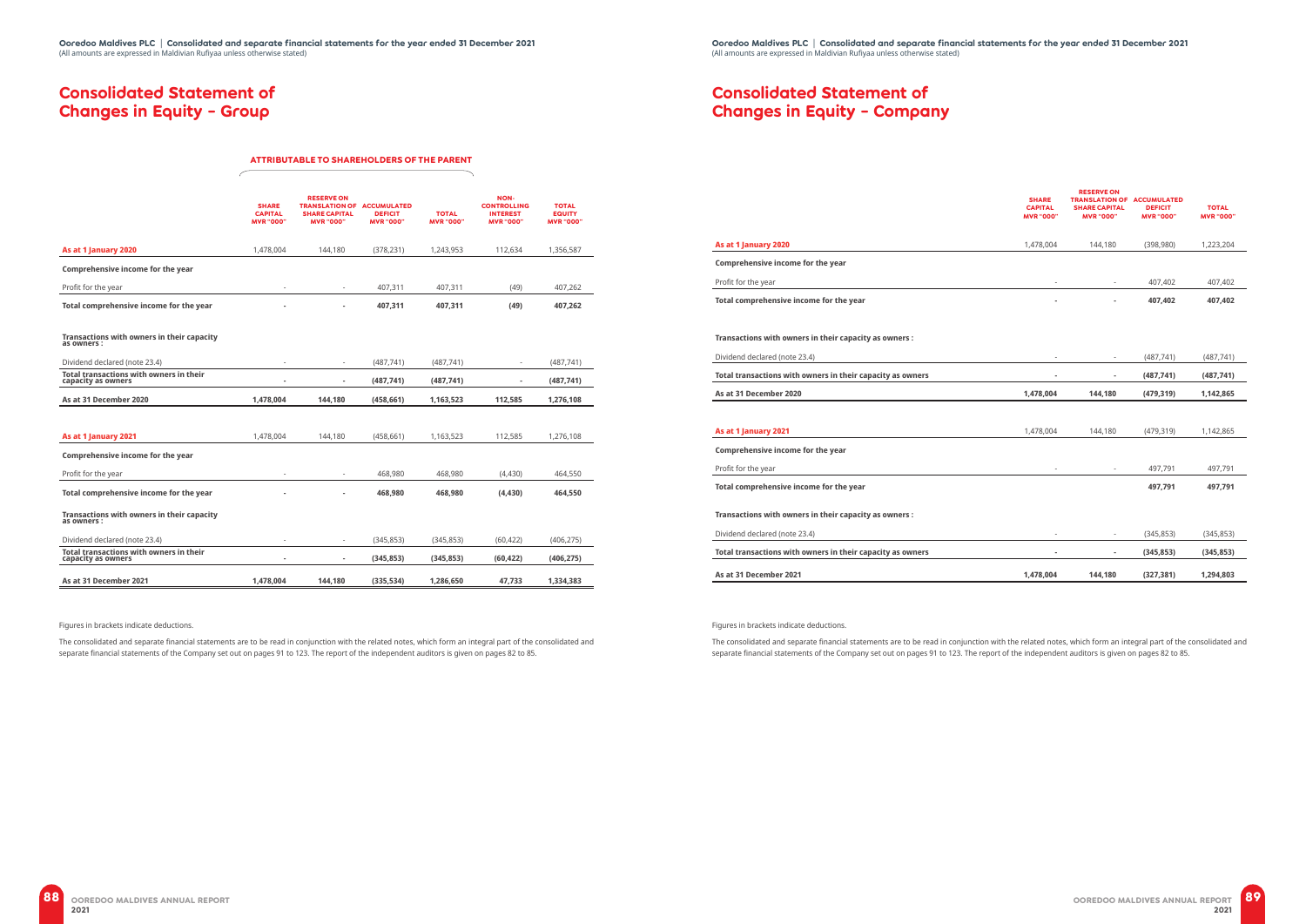# Consolidated Statement of Changes in Equity - Group

| | Attributable to shareholders of the parent | | | | | |
|---|---|---|---|---|---|---|
| | **Share capital MVR "000"** | **Reserve on translation of share capital MVR "000"** | **Accumulated deficit MVR "000"** | **Total MVR "000"** | **Non-controlling interest MVR "000"** | **Total equity MVR "000"** |
| **As at 1 January 2020** | 1,478,004 | 144,180 | (378,231) | 1,243,953 | 112,634 | 1,356,587 |
| **Comprehensive income for the year** | | | | | | |
| Profit for the year | - | - | 407,311 | 407,311 | (49) | 407,262 |
| **Total comprehensive income for the year** | **-** | **-** | **407,311** | **407,311** | **(49)** | **407,262** |
| **Transactions with owners in their capacity as owners :** | | | | | | |
| Dividend declared (note 23.4) | - | - | (487,741) | (487,741) | - | (487,741) |
| **Total transactions with owners in their capacity as owners** | **-** | **-** | **(487,741)** | **(487,741)** | **-** | **(487,741)** |
| **As at 31 December 2020** | **1,478,004** | **144,180** | **(458,661)** | **1,163,523** | **112,585** | **1,276,108** |
| **As at 1 January 2021** | 1,478,004 | 144,180 | (458,661) | 1,163,523 | 112,585 | 1,276,108 |
| **Comprehensive income for the year** | | | | | | |
| Profit for the year | - | - | 468,980 | 468,980 | (4,430) | 464,550 |
| **Total comprehensive income for the year** | **-** | **-** | **468,980** | **468,980** | **(4,430)** | **464,550** |
| **Transactions with owners in their capacity as owners :** | | | | | | |
| Dividend declared (note 23.4) | - | - | (345,853) | (345,853) | (60,422) | (406,275) |
| **Total transactions with owners in their capacity as owners** | **-** | **-** | **(345,853)** | **(345,853)** | **(60,422)** | **(406,275)** |
| **As at 31 December 2021** | **1,478,004** | **144,180** | **(335,534)** | **1,286,650** | **47,733** | **1,334,383** |

Figures in brackets indicate deductions.

The consolidated and separate financial statements are to be read in conjunction with the related notes, which form an integral part of the consolidated and separate financial statements of the Company set out on pages 91 to 123. The report of the independent auditors is given on pages 82 to 85.

# Consolidated Statement of Changes in Equity - Company

| | **Share capital MVR "000"** | **Reserve on translation of share capital MVR "000"** | **Accumulated deficit MVR "000"** | **Total MVR "000"** |
|---|---|---|---|---|
| **As at 1 January 2020** | 1,478,004 | 144,180 | (398,980) | 1,223,204 |
| **Comprehensive income for the year** | | | | |
| Profit for the year | - | - | 407,402 | 407,402 |
| **Total comprehensive income for the year** | **-** | **-** | **407,402** | **407,402** |
| **Transactions with owners in their capacity as owners :** | | | | |
| Dividend declared (note 23.4) | - | - | (487,741) | (487,741) |
| **Total transactions with owners in their capacity as owners** | **-** | **-** | **(487,741)** | **(487,741)** |
| **As at 31 December 2020** | **1,478,004** | **144,180** | **(479,319)** | **1,142,865** |
| **As at 1 January 2021** | 1,478,004 | 144,180 | (479,319) | 1,142,865 |
| **Comprehensive income for the year** | | | | |
| Profit for the year | - | - | 497,791 | 497,791 |
| **Total comprehensive income for the year** | | | **497,791** | **497,791** |
| **Transactions with owners in their capacity as owners :** | | | | |
| Dividend declared (note 23.4) | - | - | (345,853) | (345,853) |
| **Total transactions with owners in their capacity as owners** | **-** | **-** | **(345,853)** | **(345,853)** |
| **As at 31 December 2021** | **1,478,004** | **144,180** | **(327,381)** | **1,294,803** |

Figures in brackets indicate deductions.

The consolidated and separate financial statements are to be read in conjunction with the related notes, which form an integral part of the consolidated and separate financial statements of the Company set out on pages 91 to 123. The report of the independent auditors is given on pages 82 to 85.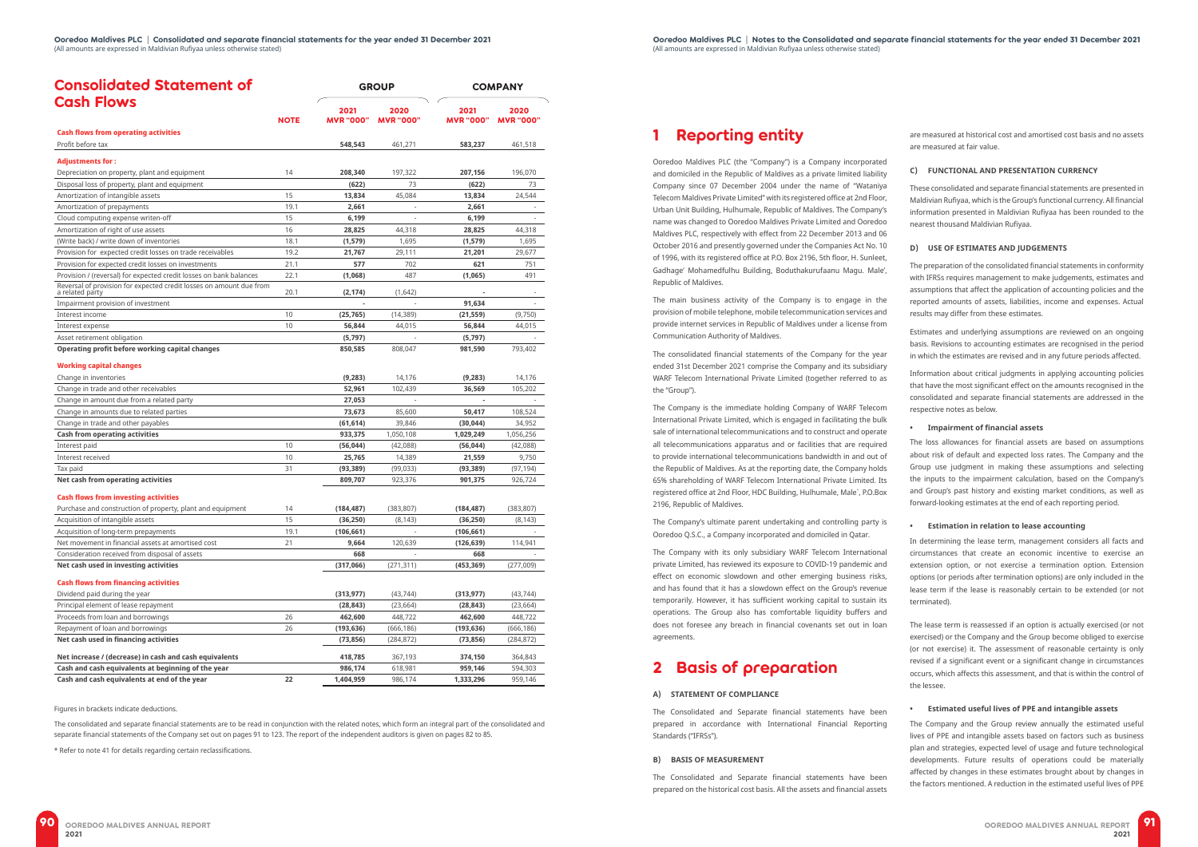# Consolidated Statement of Cash Flows

| | NOTE | GROUP 2021 MVR "000" | GROUP 2020 MVR "000" | COMPANY 2021 MVR "000" | COMPANY 2020 MVR "000" |
|---|---|---|---|---|---|
| **Cash flows from operating activities** | | | | | |
| Profit before tax | | **548,543** | 461,271 | **583,237** | 461,518 |
| **Adjustments for :** | | | | | |
| Depreciation on property, plant and equipment | 14 | **208,340** | 197,322 | **207,156** | 196,070 |
| Disposal loss of property, plant and equipment | | **(622)** | 73 | **(622)** | 73 |
| Amortization of intangible assets | 15 | **13,834** | 45,084 | **13,834** | 24,544 |
| Amortization of prepayments | 19.1 | **2,661** | - | **2,661** | - |
| Cloud computing expense writen-off | 15 | **6,199** | - | **6,199** | - |
| Amortization of right of use assets | 16 | **28,825** | 44,318 | **28,825** | 44,318 |
| (Write back) / write down of inventories | 18.1 | **(1,579)** | 1,695 | **(1,579)** | 1,695 |
| Provision for expected credit losses on trade receivables | 19.2 | **21,767** | 29,111 | **21,201** | 29,677 |
| Provision for expected credit losses on investments | 21.1 | **577** | 702 | **621** | 751 |
| Provision / (reversal) for expected credit losses on bank balances | 22.1 | **(1,068)** | 487 | **(1,065)** | 491 |
| Reversal of provision for expected credit losses on amount due from a related party | 20.1 | **(2,174)** | (1,642) | **-** | - |
| Impairment provision of investment | | **-** | - | **91,634** | - |
| Interest income | 10 | **(25,765)** | (14,389) | **(21,559)** | (9,750) |
| Interest expense | 10 | **56,844** | 44,015 | **56,844** | 44,015 |
| Asset retirement obligation | | **(5,797)** | - | **(5,797)** | - |
| **Operating profit before working capital changes** | | **850,585** | 808,047 | **981,590** | 793,402 |
| **Working capital changes** | | | | | |
| Change in inventories | | **(9,283)** | 14,176 | **(9,283)** | 14,176 |
| Change in trade and other receivables | | **52,961** | 102,439 | **36,569** | 105,202 |
| Change in amount due from a related party | | **27,053** | - | **-** | - |
| Change in amounts due to related parties | | **73,673** | 85,600 | **50,417** | 108,524 |
| Change in trade and other payables | | **(61,614)** | 39,846 | **(30,044)** | 34,952 |
| **Cash from operating activities** | | **933,375** | 1,050,108 | **1,029,249** | 1,056,256 |
| Interest paid | 10 | **(56,044)** | (42,088) | **(56,044)** | (42,088) |
| Interest received | 10 | **25,765** | 14,389 | **21,559** | 9,750 |
| Tax paid | 31 | **(93,389)** | (99,033) | **(93,389)** | (97,194) |
| **Net cash from operating activities** | | **809,707** | 923,376 | **901,375** | 926,724 |
| **Cash flows from investing activities** | | | | | |
| Purchase and construction of property, plant and equipment | 14 | **(184,487)** | (383,807) | **(184,487)** | (383,807) |
| Acquisition of intangible assets | 15 | **(36,250)** | (8,143) | **(36,250)** | (8,143) |
| Acquisition of long-term prepayments | 19.1 | **(106,661)** | - | **(106,661)** | - |
| Net movement in financial assets at amortised cost | 21 | **9,664** | 120,639 | **(126,639)** | 114,941 |
| Consideration received from disposal of assets | | **668** | - | **668** | - |
| **Net cash used in investing activities** | | **(317,066)** | (271,311) | **(453,369)** | (277,009) |
| **Cash flows from financing activities** | | | | | |
| Dividend paid during the year | | **(313,977)** | (43,744) | **(313,977)** | (43,744) |
| Principal element of lease repayment | | **(28,843)** | (23,664) | **(28,843)** | (23,664) |
| Proceeds from loan and borrowings | 26 | **462,600** | 448,722 | **462,600** | 448,722 |
| Repayment of loan and borrowings | 26 | **(193,636)** | (666,186) | **(193,636)** | (666,186) |
| **Net cash used in financing activities** | | **(73,856)** | (284,872) | **(73,856)** | (284,872) |
| **Net increase / (decrease) in cash and cash equivalents** | | **418,785** | 367,193 | **374,150** | 364,843 |
| **Cash and cash equivalents at beginning of the year** | | **986,174** | 618,981 | **959,146** | 594,303 |
| **Cash and cash equivalents at end of the year** | 22 | **1,404,959** | 986,174 | **1,333,296** | 959,146 |

Figures in brackets indicate deductions.

The consolidated and separate financial statements are to be read in conjunction with the related notes, which form an integral part of the consolidated and separate financial statements of the Company set out on pages 91 to 123. The report of the independent auditors is given on pages 82 to 85.

\* Refer to note 41 for details regarding certain reclassifications.

# 1 Reporting entity

Ooredoo Maldives PLC (the "Company") is a Company incorporated and domiciled in the Republic of Maldives as a private limited liability Company since 07 December 2004 under the name of "Wataniya Telecom Maldives Private Limited" with its registered office at 2nd Floor, Urban Unit Building, Hulhumale, Republic of Maldives. The Company's name was changed to Ooredoo Maldives Private Limited and Ooredoo Maldives PLC, respectively with effect from 22 December 2013 and 06 October 2016 and presently governed under the Companies Act No. 10 of 1996, with its registered office at P.O. Box 2196, 5th floor, H. Sunleet, Gadhage' Mohamedfulhu Building, Boduthakurufaanu Magu. Male', Republic of Maldives.

The main business activity of the Company is to engage in the provision of mobile telephone, mobile telecommunication services and provide internet services in Republic of Maldives under a license from Communication Authority of Maldives.

The consolidated financial statements of the Company for the year ended 31st December 2021 comprise the Company and its subsidiary WARF Telecom International Private Limited (together referred to as the "Group").

The Company is the immediate holding Company of WARF Telecom International Private Limited, which is engaged in facilitating the bulk sale of international telecommunications and to construct and operate all telecommunications apparatus and or facilities that are required to provide international telecommunications bandwidth in and out of the Republic of Maldives. As at the reporting date, the Company holds 65% shareholding of WARF Telecom International Private Limited. Its registered office at 2nd Floor, HDC Building, Hulhumale, Male`, P.O.Box 2196, Republic of Maldives.

The Company's ultimate parent undertaking and controlling party is Ooredoo Q.S.C., a Company incorporated and domiciled in Qatar.

The Company with its only subsidiary WARF Telecom International private Limited, has reviewed its exposure to COVID-19 pandemic and effect on economic slowdown and other emerging business risks, and has found that it has a slowdown effect on the Group's revenue temporarily. However, it has sufficient working capital to sustain its operations. The Group also has comfortable liquidity buffers and does not foresee any breach in financial covenants set out in loan agreements.

# 2 Basis of preparation

### A) STATEMENT OF COMPLIANCE

The Consolidated and Separate financial statements have been prepared in accordance with International Financial Reporting Standards ("IFRSs").

### B) BASIS OF MEASUREMENT

The Consolidated and Separate financial statements have been prepared on the historical cost basis. All the assets and financial assets are measured at historical cost and amortised cost basis and no assets are measured at fair value.

### C) FUNCTIONAL AND PRESENTATION CURRENCY

These consolidated and separate financial statements are presented in Maldivian Rufiyaa, which is the Group's functional currency. All financial information presented in Maldivian Rufiyaa has been rounded to the nearest thousand Maldivian Rufiyaa.

### D) USE OF ESTIMATES AND JUDGEMENTS

The preparation of the consolidated financial statements in conformity with IFRSs requires management to make judgements, estimates and assumptions that affect the application of accounting policies and the reported amounts of assets, liabilities, income and expenses. Actual results may differ from these estimates.

Estimates and underlying assumptions are reviewed on an ongoing basis. Revisions to accounting estimates are recognised in the period in which the estimates are revised and in any future periods affected.

Information about critical judgments in applying accounting policies that have the most significant effect on the amounts recognised in the consolidated and separate financial statements are addressed in the respective notes as below.

- **Impairment of financial assets**

The loss allowances for financial assets are based on assumptions about risk of default and expected loss rates. The Company and the Group use judgment in making these assumptions and selecting the inputs to the impairment calculation, based on the Company's and Group's past history and existing market conditions, as well as forward-looking estimates at the end of each reporting period.

- **Estimation in relation to lease accounting**

In determining the lease term, management considers all facts and circumstances that create an economic incentive to exercise an extension option, or not exercise a termination option. Extension options (or periods after termination options) are only included in the lease term if the lease is reasonably certain to be extended (or not terminated).

The lease term is reassessed if an option is actually exercised (or not exercised) or the Company and the Group become obliged to exercise (or not exercise) it. The assessment of reasonable certainty is only revised if a significant event or a significant change in circumstances occurs, which affects this assessment, and that is within the control of the lessee.

- **Estimated useful lives of PPE and intangible assets**

The Company and the Group review annually the estimated useful lives of PPE and intangible assets based on factors such as business plan and strategies, expected level of usage and future technological developments. Future results of operations could be materially affected by changes in these estimates brought about by changes in the factors mentioned. A reduction in the estimated useful lives of PPE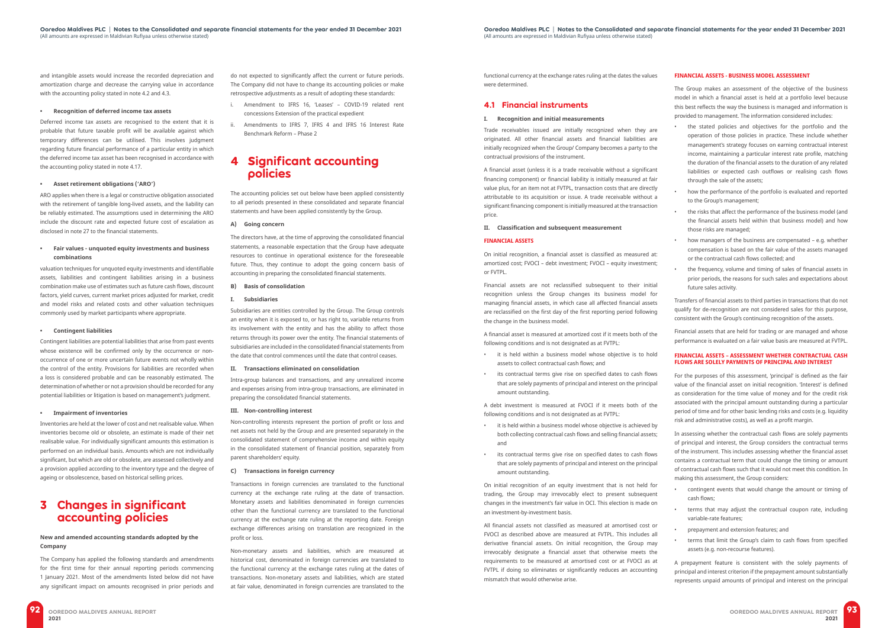and intangible assets would increase the recorded depreciation and amortization charge and decrease the carrying value in accordance with the accounting policy stated in note 4.2 and 4.3.

- **Recognition of deferred income tax assets**

Deferred income tax assets are recognised to the extent that it is probable that future taxable profit will be available against which temporary differences can be utilised. This involves judgment regarding future financial performance of a particular entity in which the deferred income tax asset has been recognised in accordance with the accounting policy stated in note 4.17.

- **Asset retirement obligations ('ARO')**

ARO applies when there is a legal or constructive obligation associated with the retirement of tangible long-lived assets, and the liability can be reliably estimated. The assumptions used in determining the ARO include the discount rate and expected future cost of escalation as disclosed in note 27 to the financial statements.

- **Fair values - unquoted equity investments and business combinations**

valuation techniques for unquoted equity investments and identifiable assets, liabilities and contingent liabilities arising in a business combination make use of estimates such as future cash flows, discount factors, yield curves, current market prices adjusted for market, credit and model risks and related costs and other valuation techniques commonly used by market participants where appropriate.

- **Contingent liabilities**

Contingent liabilities are potential liabilities that arise from past events whose existence will be confirmed only by the occurrence or non-occurrence of one or more uncertain future events not wholly within the control of the entity. Provisions for liabilities are recorded when a loss is considered probable and can be reasonably estimated. The determination of whether or not a provision should be recorded for any potential liabilities or litigation is based on management's judgment.

- **Impairment of inventories**

Inventories are held at the lower of cost and net realisable value. When inventories become old or obsolete, an estimate is made of their net realisable value. For individually significant amounts this estimation is performed on an individual basis. Amounts which are not individually significant, but which are old or obsolete, are assessed collectively and a provision applied according to the inventory type and the degree of ageing or obsolescence, based on historical selling prices.

# 3 Changes in significant accounting policies

**New and amended accounting standards adopted by the Company**

The Company has applied the following standards and amendments for the first time for their annual reporting periods commencing 1 January 2021. Most of the amendments listed below did not have any significant impact on amounts recognised in prior periods and do not expected to significantly affect the current or future periods. The Company did not have to change its accounting policies or make retrospective adjustments as a result of adopting these standards:

i. Amendment to IFRS 16, 'Leases' – COVID-19 related rent concessions Extension of the practical expedient

ii. Amendments to IFRS 7, IFRS 4 and IFRS 16 Interest Rate Benchmark Reform – Phase 2

# 4 Significant accounting policies

The accounting policies set out below have been applied consistently to all periods presented in these consolidated and separate financial statements and have been applied consistently by the Group.

**A) Going concern**

The directors have, at the time of approving the consolidated financial statements, a reasonable expectation that the Group have adequate resources to continue in operational existence for the foreseeable future. Thus, they continue to adopt the going concern basis of accounting in preparing the consolidated financial statements.

**B) Basis of consolidation**

**I. Subsidiaries**

Subsidiaries are entities controlled by the Group. The Group controls an entity when it is exposed to, or has right to, variable returns from its involvement with the entity and has the ability to affect those returns through its power over the entity. The financial statements of subsidiaries are included in the consolidated financial statements from the date that control commences until the date that control ceases.

**II. Transactions eliminated on consolidation**

Intra-group balances and transactions, and any unrealized income and expenses arising from intra-group transactions, are eliminated in preparing the consolidated financial statements.

**III. Non-controlling interest**

Non-controlling interests represent the portion of profit or loss and net assets not held by the Group and are presented separately in the consolidated statement of comprehensive income and within equity in the consolidated statement of financial position, separately from parent shareholders' equity.

**C) Transactions in foreign currency**

Transactions in foreign currencies are translated to the functional currency at the exchange rate ruling at the date of transaction. Monetary assets and liabilities denominated in foreign currencies other than the functional currency are translated to the functional currency at the exchange rate ruling at the reporting date. Foreign exchange differences arising on translation are recognized in the profit or loss.

Non-monetary assets and liabilities, which are measured at historical cost, denominated in foreign currencies are translated to the functional currency at the exchange rates ruling at the dates of transactions. Non-monetary assets and liabilities, which are stated at fair value, denominated in foreign currencies are translated to the functional currency at the exchange rates ruling at the dates the values were determined.

## 4.1 Financial instruments

**I. Recognition and initial measurements**

Trade receivables issued are initially recognized when they are originated. All other financial assets and financial liabilities are initially recognized when the Group/ Company becomes a party to the contractual provisions of the instrument.

A financial asset (unless it is a trade receivable without a significant financing component) or financial liability is initially measured at fair value plus, for an item not at FVTPL, transaction costs that are directly attributable to its acquisition or issue. A trade receivable without a significant financing component is initially measured at the transaction price.

**II. Classification and subsequent measurement**

**FINANCIAL ASSETS**

On initial recognition, a financial asset is classified as measured at: amortized cost; FVOCI – debt investment; FVOCI – equity investment; or FVTPL.

Financial assets are not reclassified subsequent to their initial recognition unless the Group changes its business model for managing financial assets, in which case all affected financial assets are reclassified on the first day of the first reporting period following the change in the business model.

A financial asset is measured at amortized cost if it meets both of the following conditions and is not designated as at FVTPL:

- it is held within a business model whose objective is to hold assets to collect contractual cash flows; and
- its contractual terms give rise on specified dates to cash flows that are solely payments of principal and interest on the principal amount outstanding.

A debt investment is measured at FVOCI if it meets both of the following conditions and is not designated as at FVTPL:

- it is held within a business model whose objective is achieved by both collecting contractual cash flows and selling financial assets; and
- its contractual terms give rise on specified dates to cash flows that are solely payments of principal and interest on the principal amount outstanding.

On initial recognition of an equity investment that is not held for trading, the Group may irrevocably elect to present subsequent changes in the investment's fair value in OCI. This election is made on an investment-by-investment basis.

All financial assets not classified as measured at amortised cost or FVOCI as described above are measured at FVTPL. This includes all derivative financial assets. On initial recognition, the Group may irrevocably designate a financial asset that otherwise meets the requirements to be measured at amortised cost or at FVOCI as at FVTPL if doing so eliminates or significantly reduces an accounting mismatch that would otherwise arise.

**FINANCIAL ASSETS - BUSINESS MODEL ASSESSMENT**

The Group makes an assessment of the objective of the business model in which a financial asset is held at a portfolio level because this best reflects the way the business is managed and information is provided to management. The information considered includes:

- the stated policies and objectives for the portfolio and the operation of those policies in practice. These include whether management's strategy focuses on earning contractual interest income, maintaining a particular interest rate profile, matching the duration of the financial assets to the duration of any related liabilities or expected cash outflows or realising cash flows through the sale of the assets;
- how the performance of the portfolio is evaluated and reported to the Group's management;
- the risks that affect the performance of the business model (and the financial assets held within that business model) and how those risks are managed;
- how managers of the business are compensated – e.g. whether compensation is based on the fair value of the assets managed or the contractual cash flows collected; and
- the frequency, volume and timing of sales of financial assets in prior periods, the reasons for such sales and expectations about future sales activity.

Transfers of financial assets to third parties in transactions that do not qualify for de-recognition are not considered sales for this purpose, consistent with the Group's continuing recognition of the assets.

Financial assets that are held for trading or are managed and whose performance is evaluated on a fair value basis are measured at FVTPL.

**FINANCIAL ASSETS – ASSESSMENT WHETHER CONTRACTUAL CASH FLOWS ARE SOLELY PAYMENTS OF PRINCIPAL AND INTEREST**

For the purposes of this assessment, 'principal' is defined as the fair value of the financial asset on initial recognition. 'Interest' is defined as consideration for the time value of money and for the credit risk associated with the principal amount outstanding during a particular period of time and for other basic lending risks and costs (e.g. liquidity risk and administrative costs), as well as a profit margin.

In assessing whether the contractual cash flows are solely payments of principal and interest, the Group considers the contractual terms of the instrument. This includes assessing whether the financial asset contains a contractual term that could change the timing or amount of contractual cash flows such that it would not meet this condition. In making this assessment, the Group considers:

- contingent events that would change the amount or timing of cash flows;
- terms that may adjust the contractual coupon rate, including variable-rate features;
- prepayment and extension features; and
- terms that limit the Group's claim to cash flows from specified assets (e.g. non-recourse features).

A prepayment feature is consistent with the solely payments of principal and interest criterion if the prepayment amount substantially represents unpaid amounts of principal and interest on the principal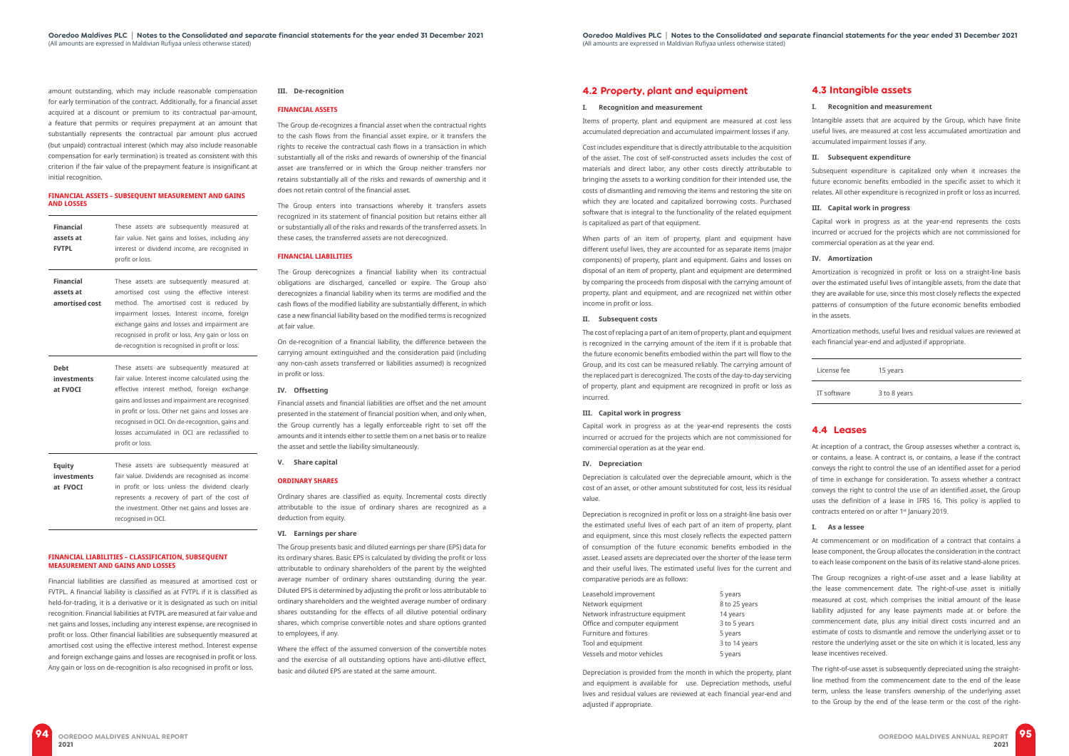amount outstanding, which may include reasonable compensation for early termination of the contract. Additionally, for a financial asset acquired at a discount or premium to its contractual par-amount, a feature that permits or requires prepayment at an amount that substantially represents the contractual par amount plus accrued (but unpaid) contractual interest (which may also include reasonable compensation for early termination) is treated as consistent with this criterion if the fair value of the prepayment feature is insignificant at initial recognition.

**FINANCIAL ASSETS – SUBSEQUENT MEASUREMENT AND GAINS AND LOSSES**

| | |
|---|---|
| **Financial assets at FVTPL** | These assets are subsequently measured at fair value. Net gains and losses, including any interest or dividend income, are recognised in profit or loss. |
| **Financial assets at amortised cost** | These assets are subsequently measured at amortised cost using the effective interest method. The amortised cost is reduced by impairment losses. Interest income, foreign exchange gains and losses and impairment are recognised in profit or loss. Any gain or loss on de-recognition is recognised in profit or loss. |
| **Debt investments at FVOCI** | These assets are subsequently measured at fair value. Interest income calculated using the effective interest method, foreign exchange gains and losses and impairment are recognised in profit or loss. Other net gains and losses are recognised in OCI. On de-recognition, gains and losses accumulated in OCI are reclassified to profit or loss. |
| **Equity investments at FVOCI** | These assets are subsequently measured at fair value. Dividends are recognised as income in profit or loss unless the dividend clearly represents a recovery of part of the cost of the investment. Other net gains and losses are recognised in OCI. |

**FINANCIAL LIABILITIES – CLASSIFICATION, SUBSEQUENT MEASUREMENT AND GAINS AND LOSSES**

Financial liabilities are classified as measured at amortised cost or FVTPL. A financial liability is classified as at FVTPL if it is classified as held-for-trading, it is a derivative or it is designated as such on initial recognition. Financial liabilities at FVTPL are measured at fair value and net gains and losses, including any interest expense, are recognised in profit or loss. Other financial liabilities are subsequently measured at amortised cost using the effective interest method. Interest expense and foreign exchange gains and losses are recognised in profit or loss. Any gain or loss on de-recognition is also recognised in profit or loss.

**III. De-recognition**

**FINANCIAL ASSETS**

The Group de-recognizes a financial asset when the contractual rights to the cash flows from the financial asset expire, or it transfers the rights to receive the contractual cash flows in a transaction in which substantially all of the risks and rewards of ownership of the financial asset are transferred or in which the Group neither transfers nor retains substantially all of the risks and rewards of ownership and it does not retain control of the financial asset.

The Group enters into transactions whereby it transfers assets recognized in its statement of financial position but retains either all or substantially all of the risks and rewards of the transferred assets. In these cases, the transferred assets are not derecognized.

**FINANCIAL LIABILITIES**

The Group derecognizes a financial liability when its contractual obligations are discharged, cancelled or expire. The Group also derecognizes a financial liability when its terms are modified and the cash flows of the modified liability are substantially different, in which case a new financial liability based on the modified terms is recognized at fair value.

On de-recognition of a financial liability, the difference between the carrying amount extinguished and the consideration paid (including any non-cash assets transferred or liabilities assumed) is recognized in profit or loss.

**IV. Offsetting**

Financial assets and financial liabilities are offset and the net amount presented in the statement of financial position when, and only when, the Group currently has a legally enforceable right to set off the amounts and it intends either to settle them on a net basis or to realize the asset and settle the liability simultaneously.

**V. Share capital**

**ORDINARY SHARES**

Ordinary shares are classified as equity. Incremental costs directly attributable to the issue of ordinary shares are recognized as a deduction from equity.

**VI. Earnings per share**

The Group presents basic and diluted earnings per share (EPS) data for its ordinary shares. Basic EPS is calculated by dividing the profit or loss attributable to ordinary shareholders of the parent by the weighted average number of ordinary shares outstanding during the year. Diluted EPS is determined by adjusting the profit or loss attributable to ordinary shareholders and the weighted average number of ordinary shares outstanding for the effects of all dilutive potential ordinary shares, which comprise convertible notes and share options granted to employees, if any.

Where the effect of the assumed conversion of the convertible notes and the exercise of all outstanding options have anti-dilutive effect, basic and diluted EPS are stated at the same amount.

## 4.2 Property, plant and equipment

**I. Recognition and measurement**

Items of property, plant and equipment are measured at cost less accumulated depreciation and accumulated impairment losses if any.

Cost includes expenditure that is directly attributable to the acquisition of the asset. The cost of self-constructed assets includes the cost of materials and direct labor, any other costs directly attributable to bringing the assets to a working condition for their intended use, the costs of dismantling and removing the items and restoring the site on which they are located and capitalized borrowing costs. Purchased software that is integral to the functionality of the related equipment is capitalized as part of that equipment.

When parts of an item of property, plant and equipment have different useful lives, they are accounted for as separate items (major components) of property, plant and equipment. Gains and losses on disposal of an item of property, plant and equipment are determined by comparing the proceeds from disposal with the carrying amount of property, plant and equipment, and are recognized net within other income in profit or loss.

**II. Subsequent costs**

The cost of replacing a part of an item of property, plant and equipment is recognized in the carrying amount of the item if it is probable that the future economic benefits embodied within the part will flow to the Group, and its cost can be measured reliably. The carrying amount of the replaced part is derecognized. The costs of the day-to-day servicing of property, plant and equipment are recognized in profit or loss as incurred.

**III. Capital work in progress**

Capital work in progress as at the year-end represents the costs incurred or accrued for the projects which are not commissioned for commercial operation as at the year end.

**IV. Depreciation**

Depreciation is calculated over the depreciable amount, which is the cost of an asset, or other amount substituted for cost, less its residual value.

Depreciation is recognized in profit or loss on a straight-line basis over the estimated useful lives of each part of an item of property, plant and equipment, since this most closely reflects the expected pattern of consumption of the future economic benefits embodied in the asset. Leased assets are depreciated over the shorter of the lease term and their useful lives. The estimated useful lives for the current and comparative periods are as follows:

| | |
|---|---|
| Leasehold improvement | 5 years |
| Network equipment | 8 to 25 years |
| Network infrastructure equipment | 14 years |
| Office and computer equipment | 3 to 5 years |
| Furniture and fixtures | 5 years |
| Tool and equipment | 3 to 14 years |
| Vessels and motor vehicles | 5 years |

Depreciation is provided from the month in which the property, plant and equipment is available for use. Depreciation methods, useful lives and residual values are reviewed at each financial year-end and adjusted if appropriate.

## 4.3 Intangible assets

**I. Recognition and measurement**

Intangible assets that are acquired by the Group, which have finite useful lives, are measured at cost less accumulated amortization and accumulated impairment losses if any.

**II. Subsequent expenditure**

Subsequent expenditure is capitalized only when it increases the future economic benefits embodied in the specific asset to which it relates. All other expenditure is recognized in profit or loss as incurred.

**III. Capital work in progress**

Capital work in progress as at the year-end represents the costs incurred or accrued for the projects which are not commissioned for commercial operation as at the year end.

**IV. Amortization**

Amortization is recognized in profit or loss on a straight-line basis over the estimated useful lives of intangible assets, from the date that they are available for use, since this most closely reflects the expected patterns of consumption of the future economic benefits embodied in the assets.

Amortization methods, useful lives and residual values are reviewed at each financial year-end and adjusted if appropriate.

| | |
|---|---|
| License fee | 15 years |
| IT software | 3 to 8 years |

## 4.4 Leases

At inception of a contract, the Group assesses whether a contract is, or contains, a lease. A contract is, or contains, a lease if the contract conveys the right to control the use of an identified asset for a period of time in exchange for consideration. To assess whether a contract conveys the right to control the use of an identified asset, the Group uses the definition of a lease in IFRS 16. This policy is applied to contracts entered on or after 1st January 2019.

**I. As a lessee**

At commencement or on modification of a contract that contains a lease component, the Group allocates the consideration in the contract to each lease component on the basis of its relative stand-alone prices.

The Group recognizes a right-of-use asset and a lease liability at the lease commencement date. The right-of-use asset is initially measured at cost, which comprises the initial amount of the lease liability adjusted for any lease payments made at or before the commencement date, plus any initial direct costs incurred and an estimate of costs to dismantle and remove the underlying asset or to restore the underlying asset or the site on which it is located, less any lease incentives received.

The right-of-use asset is subsequently depreciated using the straight-line method from the commencement date to the end of the lease term, unless the lease transfers ownership of the underlying asset to the Group by the end of the lease term or the cost of the right-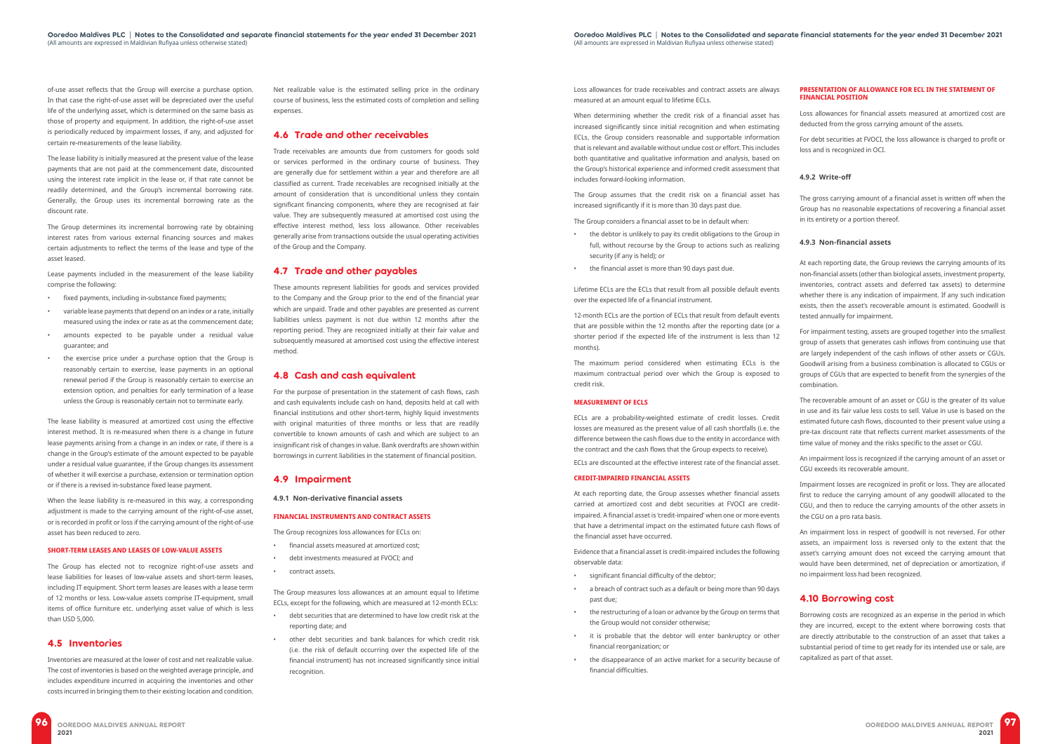of-use asset reflects that the Group will exercise a purchase option. In that case the right-of-use asset will be depreciated over the useful life of the underlying asset, which is determined on the same basis as those of property and equipment. In addition, the right-of-use asset is periodically reduced by impairment losses, if any, and adjusted for certain re-measurements of the lease liability.

The lease liability is initially measured at the present value of the lease payments that are not paid at the commencement date, discounted using the interest rate implicit in the lease or, if that rate cannot be readily determined, and the Group's incremental borrowing rate. Generally, the Group uses its incremental borrowing rate as the discount rate.

The Group determines its incremental borrowing rate by obtaining interest rates from various external financing sources and makes certain adjustments to reflect the terms of the lease and type of the asset leased.

Lease payments included in the measurement of the lease liability comprise the following:

- fixed payments, including in-substance fixed payments;
- variable lease payments that depend on an index or a rate, initially measured using the index or rate as at the commencement date;
- amounts expected to be payable under a residual value guarantee; and
- the exercise price under a purchase option that the Group is reasonably certain to exercise, lease payments in an optional renewal period if the Group is reasonably certain to exercise an extension option, and penalties for early termination of a lease unless the Group is reasonably certain not to terminate early.

The lease liability is measured at amortized cost using the effective interest method. It is re-measured when there is a change in future lease payments arising from a change in an index or rate, if there is a change in the Group's estimate of the amount expected to be payable under a residual value guarantee, if the Group changes its assessment of whether it will exercise a purchase, extension or termination option or if there is a revised in-substance fixed lease payment.

When the lease liability is re-measured in this way, a corresponding adjustment is made to the carrying amount of the right-of-use asset, or is recorded in profit or loss if the carrying amount of the right-of-use asset has been reduced to zero.

**SHORT-TERM LEASES AND LEASES OF LOW-VALUE ASSETS**

The Group has elected not to recognize right-of-use assets and lease liabilities for leases of low-value assets and short-term leases, including IT equipment. Short term leases are leases with a lease term of 12 months or less. Low-value assets comprise IT-equipment, small items of office furniture etc. underlying asset value of which is less than USD 5,000.

## 4.5 Inventories

Inventories are measured at the lower of cost and net realizable value. The cost of inventories is based on the weighted average principle, and includes expenditure incurred in acquiring the inventories and other costs incurred in bringing them to their existing location and condition.

Net realizable value is the estimated selling price in the ordinary course of business, less the estimated costs of completion and selling expenses.

## 4.6 Trade and other receivables

Trade receivables are amounts due from customers for goods sold or services performed in the ordinary course of business. They are generally due for settlement within a year and therefore are all classified as current. Trade receivables are recognised initially at the amount of consideration that is unconditional unless they contain significant financing components, where they are recognised at fair value. They are subsequently measured at amortised cost using the effective interest method, less loss allowance. Other receivables generally arise from transactions outside the usual operating activities of the Group and the Company.

## 4.7 Trade and other payables

These amounts represent liabilities for goods and services provided to the Company and the Group prior to the end of the financial year which are unpaid. Trade and other payables are presented as current liabilities unless payment is not due within 12 months after the reporting period. They are recognized initially at their fair value and subsequently measured at amortised cost using the effective interest method.

## 4.8 Cash and cash equivalent

For the purpose of presentation in the statement of cash flows, cash and cash equivalents include cash on hand, deposits held at call with financial institutions and other short-term, highly liquid investments with original maturities of three months or less that are readily convertible to known amounts of cash and which are subject to an insignificant risk of changes in value. Bank overdrafts are shown within borrowings in current liabilities in the statement of financial position.

## 4.9 Impairment

### 4.9.1 Non-derivative financial assets

**FINANCIAL INSTRUMENTS AND CONTRACT ASSETS**

The Group recognizes loss allowances for ECLs on:

- financial assets measured at amortized cost;
- debt investments measured at FVOCI; and
- contract assets.

The Group measures loss allowances at an amount equal to lifetime ECLs, except for the following, which are measured at 12-month ECLs:

- debt securities that are determined to have low credit risk at the reporting date; and
- other debt securities and bank balances for which credit risk (i.e. the risk of default occurring over the expected life of the financial instrument) has not increased significantly since initial recognition.

Loss allowances for trade receivables and contract assets are always measured at an amount equal to lifetime ECLs.

When determining whether the credit risk of a financial asset has increased significantly since initial recognition and when estimating ECLs, the Group considers reasonable and supportable information that is relevant and available without undue cost or effort. This includes both quantitative and qualitative information and analysis, based on the Group's historical experience and informed credit assessment that includes forward-looking information.

The Group assumes that the credit risk on a financial asset has increased significantly if it is more than 30 days past due.

The Group considers a financial asset to be in default when:

- the debtor is unlikely to pay its credit obligations to the Group in full, without recourse by the Group to actions such as realizing security (if any is held); or
- the financial asset is more than 90 days past due.

Lifetime ECLs are the ECLs that result from all possible default events over the expected life of a financial instrument.

12-month ECLs are the portion of ECLs that result from default events that are possible within the 12 months after the reporting date (or a shorter period if the expected life of the instrument is less than 12 months).

The maximum period considered when estimating ECLs is the maximum contractual period over which the Group is exposed to credit risk.

**MEASUREMENT OF ECLS**

ECLs are a probability-weighted estimate of credit losses. Credit losses are measured as the present value of all cash shortfalls (i.e. the difference between the cash flows due to the entity in accordance with the contract and the cash flows that the Group expects to receive).

ECLs are discounted at the effective interest rate of the financial asset.

**CREDIT-IMPAIRED FINANCIAL ASSETS**

At each reporting date, the Group assesses whether financial assets carried at amortized cost and debt securities at FVOCI are credit-impaired. A financial asset is 'credit-impaired' when one or more events that have a detrimental impact on the estimated future cash flows of the financial asset have occurred.

Evidence that a financial asset is credit-impaired includes the following observable data:

- significant financial difficulty of the debtor;
- a breach of contract such as a default or being more than 90 days past due;
- the restructuring of a loan or advance by the Group on terms that the Group would not consider otherwise;
- it is probable that the debtor will enter bankruptcy or other financial reorganization; or
- the disappearance of an active market for a security because of financial difficulties.

**PRESENTATION OF ALLOWANCE FOR ECL IN THE STATEMENT OF FINANCIAL POSITION**

Loss allowances for financial assets measured at amortized cost are deducted from the gross carrying amount of the assets.

For debt securities at FVOCI, the loss allowance is charged to profit or loss and is recognized in OCI.

### 4.9.2 Write-off

The gross carrying amount of a financial asset is written off when the Group has no reasonable expectations of recovering a financial asset in its entirety or a portion thereof.

### 4.9.3 Non-financial assets

At each reporting date, the Group reviews the carrying amounts of its non-financial assets (other than biological assets, investment property, inventories, contract assets and deferred tax assets) to determine whether there is any indication of impairment. If any such indication exists, then the asset's recoverable amount is estimated. Goodwill is tested annually for impairment.

For impairment testing, assets are grouped together into the smallest group of assets that generates cash inflows from continuing use that are largely independent of the cash inflows of other assets or CGUs. Goodwill arising from a business combination is allocated to CGUs or groups of CGUs that are expected to benefit from the synergies of the combination.

The recoverable amount of an asset or CGU is the greater of its value in use and its fair value less costs to sell. Value in use is based on the estimated future cash flows, discounted to their present value using a pre-tax discount rate that reflects current market assessments of the time value of money and the risks specific to the asset or CGU.

An impairment loss is recognized if the carrying amount of an asset or CGU exceeds its recoverable amount.

Impairment losses are recognized in profit or loss. They are allocated first to reduce the carrying amount of any goodwill allocated to the CGU, and then to reduce the carrying amounts of the other assets in the CGU on a pro rata basis.

An impairment loss in respect of goodwill is not reversed. For other assets, an impairment loss is reversed only to the extent that the asset's carrying amount does not exceed the carrying amount that would have been determined, net of depreciation or amortization, if no impairment loss had been recognized.

## 4.10 Borrowing cost

Borrowing costs are recognized as an expense in the period in which they are incurred, except to the extent where borrowing costs that are directly attributable to the construction of an asset that takes a substantial period of time to get ready for its intended use or sale, are capitalized as part of that asset.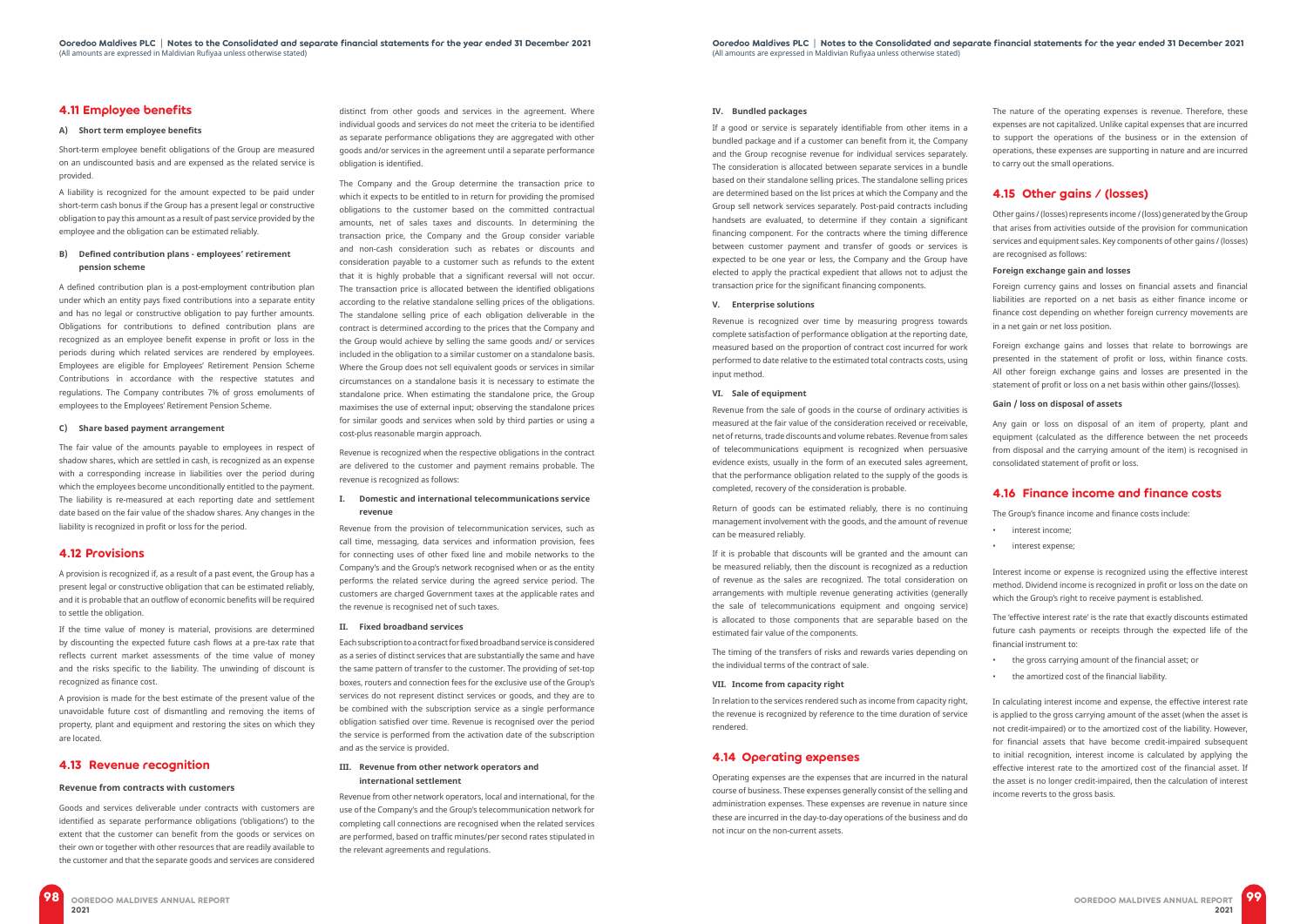## 4.11 Employee benefits

### A) Short term employee benefits

Short-term employee benefit obligations of the Group are measured on an undiscounted basis and are expensed as the related service is provided.

A liability is recognized for the amount expected to be paid under short-term cash bonus if the Group has a present legal or constructive obligation to pay this amount as a result of past service provided by the employee and the obligation can be estimated reliably.

### B) Defined contribution plans - employees' retirement pension scheme

A defined contribution plan is a post-employment contribution plan under which an entity pays fixed contributions into a separate entity and has no legal or constructive obligation to pay further amounts. Obligations for contributions to defined contribution plans are recognized as an employee benefit expense in profit or loss in the periods during which related services are rendered by employees. Employees are eligible for Employees' Retirement Pension Scheme Contributions in accordance with the respective statutes and regulations. The Company contributes 7% of gross emoluments of employees to the Employees' Retirement Pension Scheme.

### C) Share based payment arrangement

The fair value of the amounts payable to employees in respect of shadow shares, which are settled in cash, is recognized as an expense with a corresponding increase in liabilities over the period during which the employees become unconditionally entitled to the payment. The liability is re-measured at each reporting date and settlement date based on the fair value of the shadow shares. Any changes in the liability is recognized in profit or loss for the period.

## 4.12 Provisions

A provision is recognized if, as a result of a past event, the Group has a present legal or constructive obligation that can be estimated reliably, and it is probable that an outflow of economic benefits will be required to settle the obligation.

If the time value of money is material, provisions are determined by discounting the expected future cash flows at a pre-tax rate that reflects current market assessments of the time value of money and the risks specific to the liability. The unwinding of discount is recognized as finance cost.

A provision is made for the best estimate of the present value of the unavoidable future cost of dismantling and removing the items of property, plant and equipment and restoring the sites on which they are located.

## 4.13 Revenue recognition

### Revenue from contracts with customers

Goods and services deliverable under contracts with customers are identified as separate performance obligations ('obligations') to the extent that the customer can benefit from the goods or services on their own or together with other resources that are readily available to the customer and that the separate goods and services are considered distinct from other goods and services in the agreement. Where individual goods and services do not meet the criteria to be identified as separate performance obligations they are aggregated with other goods and/or services in the agreement until a separate performance obligation is identified.

The Company and the Group determine the transaction price to which it expects to be entitled to in return for providing the promised obligations to the customer based on the committed contractual amounts, net of sales taxes and discounts. In determining the transaction price, the Company and the Group consider variable and non-cash consideration such as rebates or discounts and consideration payable to a customer such as refunds to the extent that it is highly probable that a significant reversal will not occur. The transaction price is allocated between the identified obligations according to the relative standalone selling prices of the obligations. The standalone selling price of each obligation deliverable in the contract is determined according to the prices that the Company and the Group would achieve by selling the same goods and/ or services included in the obligation to a similar customer on a standalone basis. Where the Group does not sell equivalent goods or services in similar circumstances on a standalone basis it is necessary to estimate the standalone price. When estimating the standalone price, the Group maximises the use of external input; observing the standalone prices for similar goods and services when sold by third parties or using a cost-plus reasonable margin approach.

Revenue is recognized when the respective obligations in the contract are delivered to the customer and payment remains probable. The revenue is recognized as follows:

#### I. Domestic and international telecommunications service revenue

Revenue from the provision of telecommunication services, such as call time, messaging, data services and information provision, fees for connecting uses of other fixed line and mobile networks to the Company's and the Group's network recognised when or as the entity performs the related service during the agreed service period. The customers are charged Government taxes at the applicable rates and the revenue is recognised net of such taxes.

#### II. Fixed broadband services

Each subscription to a contract for fixed broadband service is considered as a series of distinct services that are substantially the same and have the same pattern of transfer to the customer. The providing of set-top boxes, routers and connection fees for the exclusive use of the Group's services do not represent distinct services or goods, and they are to be combined with the subscription service as a single performance obligation satisfied over time. Revenue is recognised over the period the service is performed from the activation date of the subscription and as the service is provided.

#### III. Revenue from other network operators and international settlement

Revenue from other network operators, local and international, for the use of the Company's and the Group's telecommunication network for completing call connections are recognised when the related services are performed, based on traffic minutes/per second rates stipulated in the relevant agreements and regulations.

#### IV. Bundled packages

If a good or service is separately identifiable from other items in a bundled package and if a customer can benefit from it, the Company and the Group recognise revenue for individual services separately. The consideration is allocated between separate services in a bundle based on their standalone selling prices. The standalone selling prices are determined based on the list prices at which the Company and the Group sell network services separately. Post-paid contracts including handsets are evaluated, to determine if they contain a significant financing component. For the contracts where the timing difference between customer payment and transfer of goods or services is expected to be one year or less, the Company and the Group have elected to apply the practical expedient that allows not to adjust the transaction price for the significant financing components.

#### V. Enterprise solutions

Revenue is recognized over time by measuring progress towards complete satisfaction of performance obligation at the reporting date, measured based on the proportion of contract cost incurred for work performed to date relative to the estimated total contracts costs, using input method.

#### VI. Sale of equipment

Revenue from the sale of goods in the course of ordinary activities is measured at the fair value of the consideration received or receivable, net of returns, trade discounts and volume rebates. Revenue from sales of telecommunications equipment is recognized when persuasive evidence exists, usually in the form of an executed sales agreement, that the performance obligation related to the supply of the goods is completed, recovery of the consideration is probable.

Return of goods can be estimated reliably, there is no continuing management involvement with the goods, and the amount of revenue can be measured reliably.

If it is probable that discounts will be granted and the amount can be measured reliably, then the discount is recognized as a reduction of revenue as the sales are recognized. The total consideration on arrangements with multiple revenue generating activities (generally the sale of telecommunications equipment and ongoing service) is allocated to those components that are separable based on the estimated fair value of the components.

The timing of the transfers of risks and rewards varies depending on the individual terms of the contract of sale.

#### VII. Income from capacity right

In relation to the services rendered such as income from capacity right, the revenue is recognized by reference to the time duration of service rendered.

## 4.14 Operating expenses

Operating expenses are the expenses that are incurred in the natural course of business. These expenses generally consist of the selling and administration expenses. These expenses are revenue in nature since these are incurred in the day-to-day operations of the business and do not incur on the non-current assets.

The nature of the operating expenses is revenue. Therefore, these expenses are not capitalized. Unlike capital expenses that are incurred to support the operations of the business or in the extension of operations, these expenses are supporting in nature and are incurred to carry out the small operations.

## 4.15 Other gains / (losses)

Other gains / (losses) represents income / (loss) generated by the Group that arises from activities outside of the provision for communication services and equipment sales. Key components of other gains / (losses) are recognised as follows:

**Foreign exchange gain and losses**

Foreign currency gains and losses on financial assets and financial liabilities are reported on a net basis as either finance income or finance cost depending on whether foreign currency movements are in a net gain or net loss position.

Foreign exchange gains and losses that relate to borrowings are presented in the statement of profit or loss, within finance costs. All other foreign exchange gains and losses are presented in the statement of profit or loss on a net basis within other gains/(losses).

**Gain / loss on disposal of assets**

Any gain or loss on disposal of an item of property, plant and equipment (calculated as the difference between the net proceeds from disposal and the carrying amount of the item) is recognised in consolidated statement of profit or loss.

## 4.16 Finance income and finance costs

The Group's finance income and finance costs include:

- interest income;
- interest expense;

Interest income or expense is recognized using the effective interest method. Dividend income is recognized in profit or loss on the date on which the Group's right to receive payment is established.

The 'effective interest rate' is the rate that exactly discounts estimated future cash payments or receipts through the expected life of the financial instrument to:

- the gross carrying amount of the financial asset; or
- the amortized cost of the financial liability.

In calculating interest income and expense, the effective interest rate is applied to the gross carrying amount of the asset (when the asset is not credit-impaired) or to the amortized cost of the liability. However, for financial assets that have become credit-impaired subsequent to initial recognition, interest income is calculated by applying the effective interest rate to the amortized cost of the financial asset. If the asset is no longer credit-impaired, then the calculation of interest income reverts to the gross basis.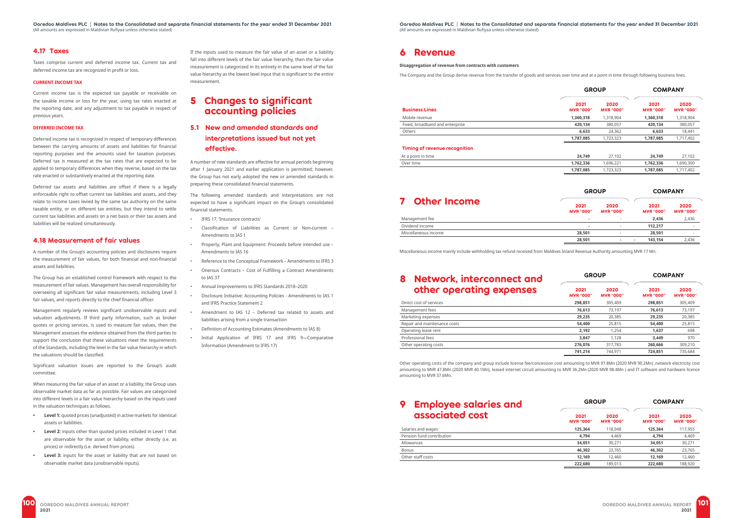## 4.17 Taxes

Taxes comprise current and deferred income tax. Current tax and deferred income tax are recognized in profit or loss.

**CURRENT INCOME TAX**

Current income tax is the expected tax payable or receivable on the taxable income or loss for the year, using tax rates enacted at the reporting date, and any adjustment to tax payable in respect of previous years.

**DEFERRED INCOME TAX**

Deferred income tax is recognized in respect of temporary differences between the carrying amounts of assets and liabilities for financial reporting purposes and the amounts used for taxation purposes. Deferred tax is measured at the tax rates that are expected to be applied to temporary differences when they reverse, based on the tax rate enacted or substantively enacted at the reporting date.

Deferred tax assets and liabilities are offset if there is a legally enforceable right to offset current tax liabilities and assets, and they relate to income taxes levied by the same tax authority on the same taxable entity, or on different tax entities, but they intend to settle current tax liabilities and assets on a net basis or their tax assets and liabilities will be realized simultaneously.

## 4.18 Measurement of fair values

A number of the Group's accounting policies and disclosures require the measurement of fair values, for both financial and non-financial assets and liabilities.

The Group has an established control framework with respect to the measurement of fair values. Management has overall responsibility for overseeing all significant fair value measurements, including Level 3 fair values, and reports directly to the chief financial officer.

Management regularly reviews significant unobservable inputs and valuation adjustments. If third party information, such as broker quotes or pricing services, is used to measure fair values, then the Management assesses the evidence obtained from the third parties to support the conclusion that these valuations meet the requirements of the Standards, including the level in the fair value hierarchy in which the valuations should be classified.

Significant valuation issues are reported to the Group's audit committee.

When measuring the fair value of an asset or a liability, the Group uses observable market data as far as possible. Fair values are categorized into different levels in a fair value hierarchy based on the inputs used in the valuation techniques as follows.

- **Level 1:** quoted prices (unadjusted) in active markets for identical assets or liabilities.
- **Level 2:** inputs other than quoted prices included in Level 1 that are observable for the asset or liability, either directly (i.e. as prices) or indirectly (i.e. derived from prices).
- **Level 3:** inputs for the asset or liability that are not based on observable market data (unobservable inputs).

If the inputs used to measure the fair value of an asset or a liability fall into different levels of the fair value hierarchy, then the fair value measurement is categorized in its entirety in the same level of the fair value hierarchy as the lowest level input that is significant to the entire measurement.

# 5 Changes to significant accounting policies

## 5.1 New and amended standards and interpretations issued but not yet effective.

A number of new standards are effective for annual periods beginning after 1 January 2021 and earlier application is permitted; however, the Group has not early adopted the new or amended standards in preparing these consolidated financial statements.

The following amended standards and interpretations are not expected to have a significant impact on the Group's consolidated financial statements.

- IFRS 17, 'Insurance contracts'
- Classification of Liabilities as Current or Non-current – Amendments to IAS 1
- Property, Plant and Equipment: Proceeds before intended use – Amendments to IAS 16
- Reference to the Conceptual Framework – Amendments to IFRS 3
- Onerous Contracts – Cost of Fulfilling a Contract Amendments to IAS 37
- Annual Improvements to IFRS Standards 2018–2020
- Disclosure Initiative: Accounting Policies - Amendments to IAS 1 and IFRS Practice Statement 2
- Amendment to IAS 12 – Deferred tax related to assets and liabilities arising from a single transaction
- Definition of Accounting Estimates (Amendments to IAS 8)
- Initial Application of IFRS 17 and IFRS 9—Comparative Information (Amendment to IFRS 17)

# 6 Revenue

**Disaggregation of revenue from contracts with customers**

The Company and the Group derive revenue from the transfer of goods and services over time and at a point in time through following business lines.

| | GROUP | | COMPANY | |
|---|---|---|---|---|
| **Business Lines** | **2021 MVR "000"** | **2020 MVR "000"** | **2021 MVR "000"** | **2020 MVR "000"** |
| Mobile revenue | **1,360,318** | 1,318,904 | **1,360,318** | 1,318,904 |
| Fixed, broadband and enterprise | **420,134** | 380,057 | **420,134** | 380,057 |
| Others | **6,633** | 24,362 | **6,633** | 18,441 |
| | **1,787,085** | 1,723,323 | **1,787,085** | 1,717,402 |
| **Timing of revenue recognition** | | | | |
| At a point in time | **24,749** | 27,102 | **24,749** | 27,102 |
| Over time | **1,762,336** | 1,696,221 | **1,762,336** | 1,690,300 |
| | **1,787,085** | 1,723,323 | **1,787,085** | 1,717,402 |

# 7 Other Income

| | GROUP | | COMPANY | |
|---|---|---|---|---|
| | **2021 MVR "000"** | **2020 MVR "000"** | **2021 MVR "000"** | **2020 MVR "000"** |
| Management fee | **-** | - | **2,436** | 2,436 |
| Dividend income | **-** | - | **112,217** | - |
| Miscellaneous income | **28,501** | - | **28,501** | - |
| | **28,501** | - | **143,154** | 2,436 |

Miscellaneous income mainly include withholding tax refund received from Maldives Inland Revenue Authority amounting MVR 17 Mn.

# 8 Network, interconnect and other operating expenses

| | GROUP | | COMPANY | |
|---|---|---|---|---|
| | **2021 MVR "000"** | **2020 MVR "000"** | **2021 MVR "000"** | **2020 MVR "000"** |
| Direct cost of services | **298,851** | 305,409 | **298,851** | 305,409 |
| Management fees | **76,613** | 73,197 | **76,613** | 73,197 |
| Marketing expenses | **29,235** | 20,385 | **29,235** | 20,385 |
| Repair and maintenance costs | **54,400** | 25,815 | **54,400** | 25,815 |
| Operating lease rent | **2,192** | 1,254 | **1,637** | 698 |
| Professional fees | **3,847** | 1,128 | **3,449** | 970 |
| Other operating costs | **276,076** | 317,783 | **260,666** | 309,210 |
| | **741,214** | 744,971 | **724,851** | 735,684 |

Other operating costs of the company and group include license fee/concession cost amounting to MVR 97.8Mn (2020 MVR 90.2Mn) ,network electricity cost amounting to MVR 47.8Mn (2020 MVR 40.1Mn), leased internet circuit amounting to MVR 36.2Mn (2020 MVR 98.4Mn ) and IT software and hardware licence amounting to MVR 37.6Mn.

# 9 Employee salaries and associated cost

| | GROUP | | COMPANY | |
|---|---|---|---|---|
| | **2021 MVR "000"** | **2020 MVR "000"** | **2021 MVR "000"** | **2020 MVR "000"** |
| Salaries and wages | **125,364** | 118,048 | **125,364** | 117,955 |
| Pension fund contribution | **4,794** | 4,469 | **4,794** | 4,469 |
| Allowances | **34,051** | 30,271 | **34,051** | 30,271 |
| Bonus | **46,302** | 23,765 | **46,302** | 23,765 |
| Other staff costs | **12,169** | 12,460 | **12,169** | 12,460 |
| | **222,680** | 189,013 | **222,680** | 188,920 |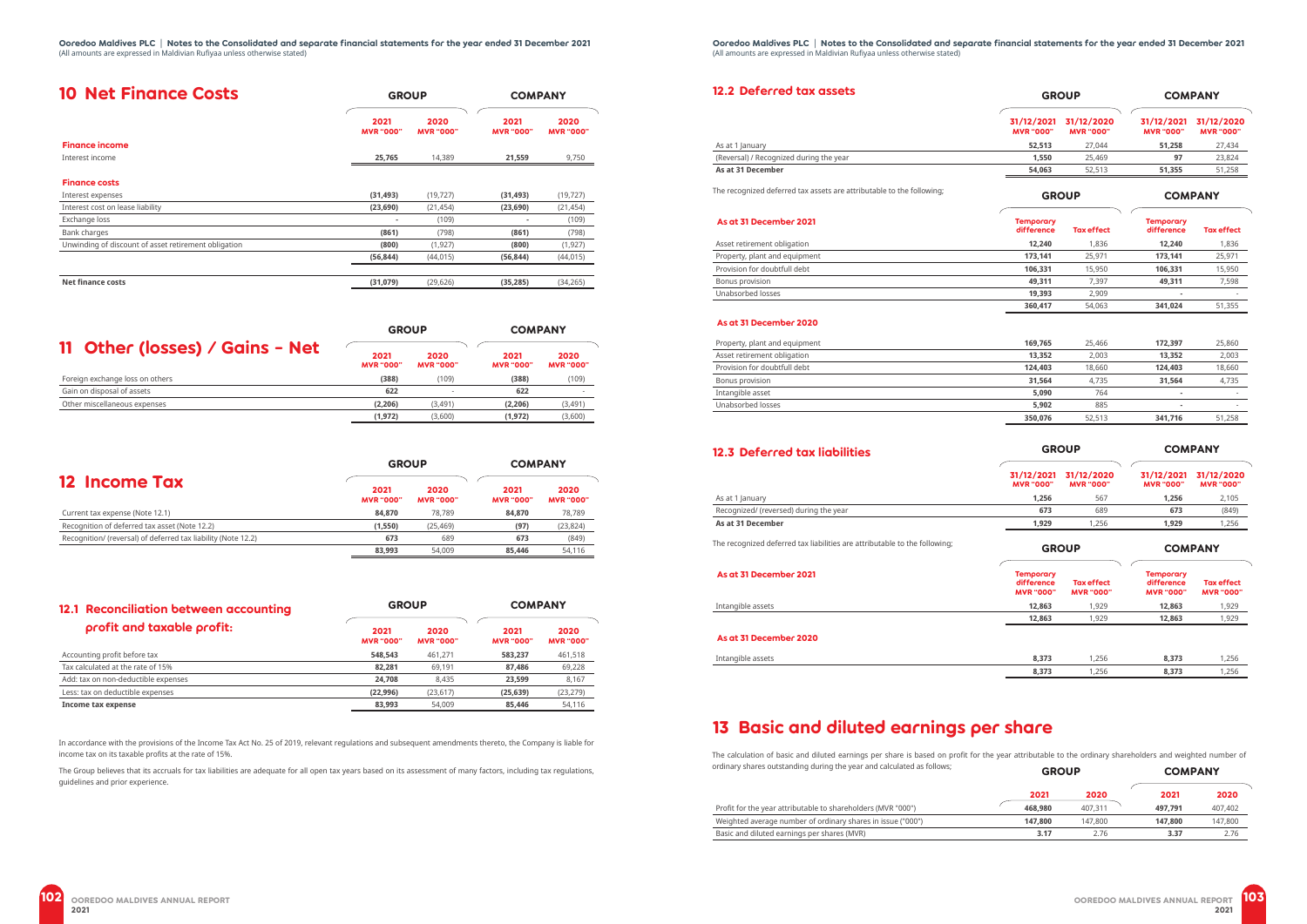## 10 Net Finance Costs

| | GROUP | | COMPANY | |
|---|---|---|---|---|
| | 2021 MVR "000" | 2020 MVR "000" | 2021 MVR "000" | 2020 MVR "000" |
| **Finance income** | | | | |
| Interest income | **25,765** | 14,389 | **21,559** | 9,750 |
| **Finance costs** | | | | |
| Interest expenses | **(31,493)** | (19,727) | **(31,493)** | (19,727) |
| Interest cost on lease liability | **(23,690)** | (21,454) | **(23,690)** | (21,454) |
| Exchange loss | **-** | (109) | **-** | (109) |
| Bank charges | **(861)** | (798) | **(861)** | (798) |
| Unwinding of discount of asset retirement obligation | **(800)** | (1,927) | **(800)** | (1,927) |
| | **(56,844)** | (44,015) | **(56,844)** | (44,015) |
| **Net finance costs** | **(31,079)** | (29,626) | **(35,285)** | (34,265) |

## 11 Other (losses) / Gains - Net

| | GROUP | | COMPANY | |
|---|---|---|---|---|
| | 2021 MVR "000" | 2020 MVR "000" | 2021 MVR "000" | 2020 MVR "000" |
| Foreign exchange loss on others | **(388)** | (109) | **(388)** | (109) |
| Gain on disposal of assets | **622** | - | **622** | - |
| Other miscellaneous expenses | **(2,206)** | (3,491) | **(2,206)** | (3,491) |
| | **(1,972)** | (3,600) | **(1,972)** | (3,600) |

## 12 Income Tax

| | GROUP | | COMPANY | |
|---|---|---|---|---|
| | 2021 MVR "000" | 2020 MVR "000" | 2021 MVR "000" | 2020 MVR "000" |
| Current tax expense (Note 12.1) | **84,870** | 78,789 | **84,870** | 78,789 |
| Recognition of deferred tax asset (Note 12.2) | **(1,550)** | (25,469) | **(97)** | (23,824) |
| Recognition/ (reversal) of deferred tax liability (Note 12.2) | **673** | 689 | **673** | (849) |
| | **83,993** | 54,009 | **85,446** | 54,116 |

### 12.1 Reconciliation between accounting profit and taxable profit:

| | GROUP | | COMPANY | |
|---|---|---|---|---|
| | 2021 MVR "000" | 2020 MVR "000" | 2021 MVR "000" | 2020 MVR "000" |
| Accounting profit before tax | **548,543** | 461,271 | **583,237** | 461,518 |
| Tax calculated at the rate of 15% | **82,281** | 69,191 | **87,486** | 69,228 |
| Add: tax on non-deductible expenses | **24,708** | 8,435 | **23,599** | 8,167 |
| Less: tax on deductible expenses | **(22,996)** | (23,617) | **(25,639)** | (23,279) |
| **Income tax expense** | **83,993** | 54,009 | **85,446** | 54,116 |

In accordance with the provisions of the Income Tax Act No. 25 of 2019, relevant regulations and subsequent amendments thereto, the Company is liable for income tax on its taxable profits at the rate of 15%.

The Group believes that its accruals for tax liabilities are adequate for all open tax years based on its assessment of many factors, including tax regulations, guidelines and prior experience.

### 12.2 Deferred tax assets

| | GROUP | | COMPANY | |
|---|---|---|---|---|
| | 31/12/2021 MVR "000" | 31/12/2020 MVR "000" | 31/12/2021 MVR "000" | 31/12/2020 MVR "000" |
| As at 1 January | **52,513** | 27,044 | **51,258** | 27,434 |
| (Reversal) / Recognized during the year | **1,550** | 25,469 | **97** | 23,824 |
| **As at 31 December** | **54,063** | 52,513 | **51,355** | 51,258 |

The recognized deferred tax assets are attributable to the following;

| | GROUP | | COMPANY | |
|---|---|---|---|---|
| **As at 31 December 2021** | Temporary difference | Tax effect | Temporary difference | Tax effect |
| Asset retirement obligation | **12,240** | 1,836 | **12,240** | 1,836 |
| Property, plant and equipment | **173,141** | 25,971 | **173,141** | 25,971 |
| Provision for doubtfull debt | **106,331** | 15,950 | **106,331** | 15,950 |
| Bonus provision | **49,311** | 7,397 | **49,311** | 7,598 |
| Unabsorbed losses | **19,393** | 2,909 | **-** | - |
| | **360,417** | 54,063 | **341,024** | 51,355 |
| **As at 31 December 2020** | | | | |
| Property, plant and equipment | **169,765** | 25,466 | **172,397** | 25,860 |
| Asset retirement obligation | **13,352** | 2,003 | **13,352** | 2,003 |
| Provision for doubtfull debt | **124,403** | 18,660 | **124,403** | 18,660 |
| Bonus provision | **31,564** | 4,735 | **31,564** | 4,735 |
| Intangible asset | **5,090** | 764 | **-** | - |
| Unabsorbed losses | **5,902** | 885 | **-** | - |
| | **350,076** | 52,513 | **341,716** | 51,258 |

### 12.3 Deferred tax liabilities

| | GROUP | | COMPANY | |
|---|---|---|---|---|
| | 31/12/2021 MVR "000" | 31/12/2020 MVR "000" | 31/12/2021 MVR "000" | 31/12/2020 MVR "000" |
| As at 1 January | **1,256** | 567 | **1,256** | 2,105 |
| Recognized/ (reversed) during the year | **673** | 689 | **673** | (849) |
| **As at 31 December** | **1,929** | 1,256 | **1,929** | 1,256 |

The recognized deferred tax liabilities are attributable to the following;

| | GROUP | | COMPANY | |
|---|---|---|---|---|
| **As at 31 December 2021** | Temporary difference MVR "000" | Tax effect MVR "000" | Temporary difference MVR "000" | Tax effect MVR "000" |
| Intangible assets | **12,863** | 1,929 | **12,863** | 1,929 |
| | **12,863** | 1,929 | **12,863** | 1,929 |
| **As at 31 December 2020** | | | | |
| Intangible assets | **8,373** | 1,256 | **8,373** | 1,256 |
| | **8,373** | 1,256 | **8,373** | 1,256 |

## 13 Basic and diluted earnings per share

The calculation of basic and diluted earnings per share is based on profit for the year attributable to the ordinary shareholders and weighted number of ordinary shares outstanding during the year and calculated as follows;

| | GROUP | | COMPANY | |
|---|---|---|---|---|
| | 2021 | 2020 | 2021 | 2020 |
| Profit for the year attributable to shareholders (MVR "000") | **468,980** | 407,311 | **497,791** | 407,402 |
| Weighted average number of ordinary shares in issue ("000") | **147,800** | 147,800 | **147,800** | 147,800 |
| Basic and diluted earnings per shares (MVR) | **3.17** | 2.76 | **3.37** | 2.76 |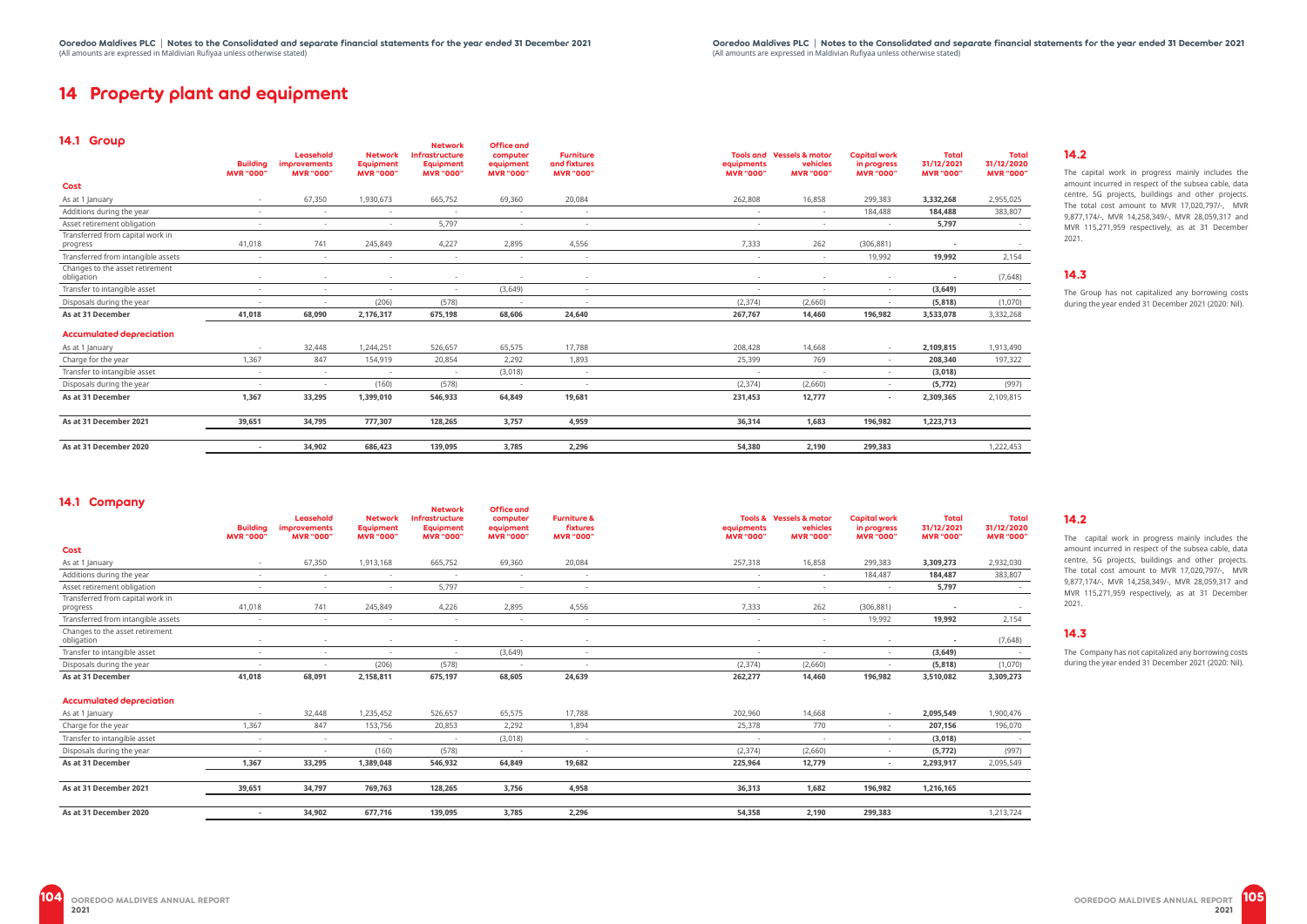# 14 Property plant and equipment

## 14.1 Group

| | Building MVR "000" | Leasehold improvements MVR "000" | Network Equipment MVR "000" | Network Infrastructure Equipment MVR "000" | Office and computer equipment MVR "000" | Furniture and fixtures MVR "000" | Tools and equipments MVR "000" | Vessels & motor vehicles MVR "000" | Capital work in progress MVR "000" | Total 31/12/2021 MVR "000" | Total 31/12/2020 MVR "000" |
|---|---|---|---|---|---|---|---|---|---|---|---|
| **Cost** | | | | | | | | | | | |
| As at 1 January | - | 67,350 | 1,930,673 | 665,752 | 69,360 | 20,084 | 262,808 | 16,858 | 299,383 | **3,332,268** | 2,955,025 |
| Additions during the year | - | - | - | - | - | - | - | - | 184,488 | **184,488** | 383,807 |
| Asset retirement obligation | - | - | - | 5,797 | - | - | - | - | - | **5,797** | - |
| Transferred from capital work in progress | 41,018 | 741 | 245,849 | 4,227 | 2,895 | 4,556 | 7,333 | 262 | (306,881) | **-** | - |
| Transferred from intangible assets | - | - | - | - | - | - | - | - | 19,992 | **19,992** | 2,154 |
| Changes to the asset retirement obligation | - | - | - | - | - | - | - | - | - | **-** | (7,648) |
| Transfer to intangible asset | - | - | - | - | (3,649) | - | - | - | - | **(3,649)** | - |
| Disposals during the year | - | - | (206) | (578) | - | - | (2,374) | (2,660) | - | **(5,818)** | (1,070) |
| **As at 31 December** | **41,018** | **68,090** | **2,176,317** | **675,198** | **68,606** | **24,640** | **267,767** | **14,460** | **196,982** | **3,533,078** | 3,332,268 |
| **Accumulated depreciation** | | | | | | | | | | | |
| As at 1 January | - | 32,448 | 1,244,251 | 526,657 | 65,575 | 17,788 | 208,428 | 14,668 | - | **2,109,815** | 1,913,490 |
| Charge for the year | 1,367 | 847 | 154,919 | 20,854 | 2,292 | 1,893 | 25,399 | 769 | - | **208,340** | 197,322 |
| Transfer to intangible asset | - | - | - | - | (3,018) | - | - | - | - | **(3,018)** | |
| Disposals during the year | - | - | (160) | (578) | - | - | (2,374) | (2,660) | - | **(5,772)** | (997) |
| **As at 31 December** | **1,367** | **33,295** | **1,399,010** | **546,933** | **64,849** | **19,681** | **231,453** | **12,777** | **-** | **2,309,365** | 2,109,815 |
| **As at 31 December 2021** | **39,651** | **34,795** | **777,307** | **128,265** | **3,757** | **4,959** | **36,314** | **1,683** | **196,982** | **1,223,713** | |
| **As at 31 December 2020** | **-** | **34,902** | **686,423** | **139,095** | **3,785** | **2,296** | **54,380** | **2,190** | **299,383** | | 1,222,453 |

## 14.2

The capital work in progress mainly includes the amount incurred in respect of the subsea cable, data centre, 5G projects, buildings and other projects. The total cost amount to MVR 17,020,797/-, MVR 9,877,174/-, MVR 14,258,349/-, MVR 28,059,317 and MVR 115,271,959 respectively, as at 31 December 2021.

## 14.3

The Group has not capitalized any borrowing costs during the year ended 31 December 2021 (2020: Nil).

## 14.1 Company

| | Building MVR "000" | Leasehold improvements MVR "000" | Network Equipment MVR "000" | Network Infrastructure Equipment MVR "000" | Office and computer equipment MVR "000" | Furniture & fixtures MVR "000" | Tools & equipments MVR "000" | Vessels & motor vehicles MVR "000" | Capital work in progress MVR "000" | Total 31/12/2021 MVR "000" | Total 31/12/2020 MVR "000" |
|---|---|---|---|---|---|---|---|---|---|---|---|
| **Cost** | | | | | | | | | | | |
| As at 1 January | - | 67,350 | 1,913,168 | 665,752 | 69,360 | 20,084 | 257,318 | 16,858 | 299,383 | **3,309,273** | 2,932,030 |
| Additions during the year | - | - | - | - | - | - | - | - | 184,487 | **184,487** | 383,807 |
| Asset retirement obligation | - | - | - | 5,797 | - | - | - | - | - | **5,797** | - |
| Transferred from capital work in progress | 41,018 | 741 | 245,849 | 4,226 | 2,895 | 4,556 | 7,333 | 262 | (306,881) | **-** | - |
| Transferred from intangible assets | - | - | - | - | - | - | - | - | 19,992 | **19,992** | 2,154 |
| Changes to the asset retirement obligation | - | - | - | - | - | - | - | - | - | **-** | (7,648) |
| Transfer to intangible asset | - | - | - | - | (3,649) | - | - | - | - | **(3,649)** | - |
| Disposals during the year | - | - | (206) | (578) | - | - | (2,374) | (2,660) | - | **(5,818)** | (1,070) |
| **As at 31 December** | **41,018** | **68,091** | **2,158,811** | **675,197** | **68,605** | **24,639** | **262,277** | **14,460** | **196,982** | **3,510,082** | **3,309,273** |
| **Accumulated depreciation** | | | | | | | | | | | |
| As at 1 January | - | 32,448 | 1,235,452 | 526,657 | 65,575 | 17,788 | 202,960 | 14,668 | - | **2,095,549** | 1,900,476 |
| Charge for the year | 1,367 | 847 | 153,756 | 20,853 | 2,292 | 1,894 | 25,378 | 770 | - | **207,156** | 196,070 |
| Transfer to intangible asset | - | - | - | - | (3,018) | - | - | - | - | **(3,018)** | - |
| Disposals during the year | - | - | (160) | (578) | - | - | (2,374) | (2,660) | - | **(5,772)** | (997) |
| **As at 31 December** | **1,367** | **33,295** | **1,389,048** | **546,932** | **64,849** | **19,682** | **225,964** | **12,779** | **-** | **2,293,917** | 2,095,549 |
| **As at 31 December 2021** | **39,651** | **34,797** | **769,763** | **128,265** | **3,756** | **4,958** | **36,313** | **1,682** | **196,982** | **1,216,165** | |
| **As at 31 December 2020** | **-** | **34,902** | **677,716** | **139,095** | **3,785** | **2,296** | **54,358** | **2,190** | **299,383** | | 1,213,724 |

## 14.2

The capital work in progress mainly includes the amount incurred in respect of the subsea cable, data centre, 5G projects, buildings and other projects. The total cost amount to MVR 17,020,797/-, MVR 9,877,174/-, MVR 14,258,349/-, MVR 28,059,317 and MVR 115,271,959 respectively, as at 31 December 2021.

## 14.3

The Company has not capitalized any borrowing costs during the year ended 31 December 2021 (2020: Nil).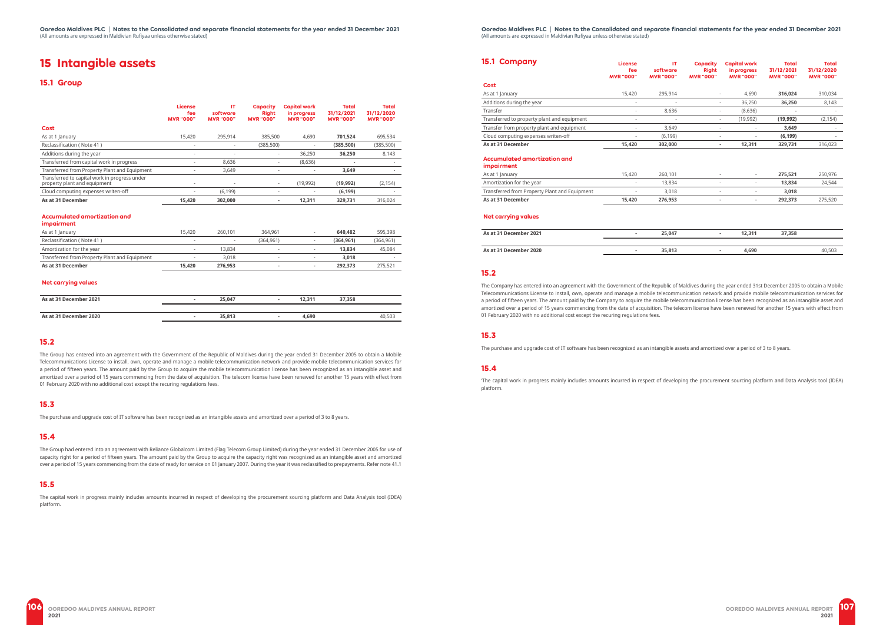# 15 Intangible assets

## 15.1 Group

| | License fee MVR "000" | IT software MVR "000" | Capacity Right MVR "000" | Capital work in progress MVR "000" | Total 31/12/2021 MVR "000" | Total 31/12/2020 MVR "000" |
|---|---|---|---|---|---|---|
| **Cost** | | | | | | |
| As at 1 January | 15,420 | 295,914 | 385,500 | 4,690 | **701,524** | 695,534 |
| Reclassification ( Note 41 ) | - | - | (385,500) | - | **(385,500)** | (385,500) |
| Additions during the year | - | - | - | 36,250 | **36,250** | 8,143 |
| Transferred from capital work in progress | - | 8,636 | - | (8,636) | **-** | - |
| Transferred from Property Plant and Equipment | - | 3,649 | - | - | **3,649** | - |
| Transferred to capital work in progress under property plant and equipment | - | - | - | (19,992) | **(19,992)** | (2,154) |
| Cloud computing expenses writen-off | - | (6,199) | - | - | **(6,199)** | - |
| **As at 31 December** | **15,420** | **302,000** | **-** | **12,311** | **329,731** | 316,024 |
| **Accumulated amortization and impairment** | | | | | | |
| As at 1 January | 15,420 | 260,101 | 364,961 | - | **640,482** | 595,398 |
| Reclassification ( Note 41 ) | - | - | (364,961) | - | **(364,961)** | (364,961) |
| Amortization for the year | - | 13,834 | - | - | **13,834** | 45,084 |
| Transferred from Property Plant and Equipment | - | 3,018 | - | - | **3,018** | - |
| **As at 31 December** | **15,420** | **276,953** | **-** | **-** | **292,373** | 275,521 |
| **Net carrying values** | | | | | | |
| **As at 31 December 2021** | **-** | **25,047** | **-** | **12,311** | **37,358** | |
| **As at 31 December 2020** | **-** | **35,813** | **-** | **4,690** | | 40,503 |

## 15.2

The Group has entered into an agreement with the Government of the Republic of Maldives during the year ended 31 December 2005 to obtain a Mobile Telecommunications License to install, own, operate and manage a mobile telecommunication network and provide mobile telecommunication services for a period of fifteen years. The amount paid by the Group to acquire the mobile telecommunication license has been recognized as an intangible asset and amortized over a period of 15 years commencing from the date of acquisition. The telecom license have been renewed for another 15 years with effect from 01 February 2020 with no additional cost except the recuring regulations fees.

## 15.3

The purchase and upgrade cost of IT software has been recognized as an intangible assets and amortized over a period of 3 to 8 years.

## 15.4

The Group had entered into an agreement with Reliance Globalcom Limited (Flag Telecom Group Limited) during the year ended 31 December 2005 for use of capacity right for a period of fifteen years. The amount paid by the Group to acquire the capacity right was recognized as an intangible asset and amortized over a period of 15 years commencing from the date of ready for service on 01 January 2007. During the year it was reclassified to prepayments. Refer note 41.1

## 15.5

The capital work in progress mainly includes amounts incurred in respect of developing the procurement sourcing platform and Data Analysis tool (IDEA) platform.

## 15.1 Company

| | License fee MVR "000" | IT software MVR "000" | Capacity Right MVR "000" | Capital work in progress MVR "000" | Total 31/12/2021 MVR "000" | Total 31/12/2020 MVR "000" |
|---|---|---|---|---|---|---|
| **Cost** | | | | | | |
| As at 1 January | 15,420 | 295,914 | - | 4,690 | **316,024** | 310,034 |
| Additions during the year | - | - | - | 36,250 | **36,250** | 8,143 |
| Transfer | - | 8,636 | - | (8,636) | **-** | - |
| Transferred to property plant and equipment | - | - | - | (19,992) | **(19,992)** | (2,154) |
| Transfer from property plant and equipment | - | 3,649 | - | - | **3,649** | - |
| Cloud computing expenses writen-off | - | (6,199) | - | - | **(6,199)** | - |
| **As at 31 December** | **15,420** | **302,000** | **-** | **12,311** | **329,731** | 316,023 |
| **Accumulated amortization and impairment** | | | | | | |
| As at 1 January | 15,420 | 260,101 | - | - | **275,521** | 250,976 |
| Amortization for the year | - | 13,834 | - | - | **13,834** | 24,544 |
| Transferred from Property Plant and Equipment | - | 3,018 | - | - | **3,018** | |
| **As at 31 December** | **15,420** | **276,953** | **-** | **-** | **292,373** | 275,520 |
| **Net carrying values** | | | | | | |
| **As at 31 December 2021** | **-** | **25,047** | **-** | **12,311** | **37,358** | |
| **As at 31 December 2020** | **-** | **35,813** | **-** | **4,690** | | 40,503 |

## 15.2

The Company has entered into an agreement with the Government of the Republic of Maldives during the year ended 31st December 2005 to obtain a Mobile Telecommunications License to install, own, operate and manage a mobile telecommunication network and provide mobile telecommunication services for a period of fifteen years. The amount paid by the Company to acquire the mobile telecommunication license has been recognized as an intangible asset and amortized over a period of 15 years commencing from the date of acquisition. The telecom license have been renewed for another 15 years with effect from 01 February 2020 with no additional cost except the recuring regulations fees.

## 15.3

The purchase and upgrade cost of IT software has been recognized as an intangible assets and amortized over a period of 3 to 8 years.

## 15.4

'The capital work in progress mainly includes amounts incurred in respect of developing the procurement sourcing platform and Data Analysis tool (IDEA) platform.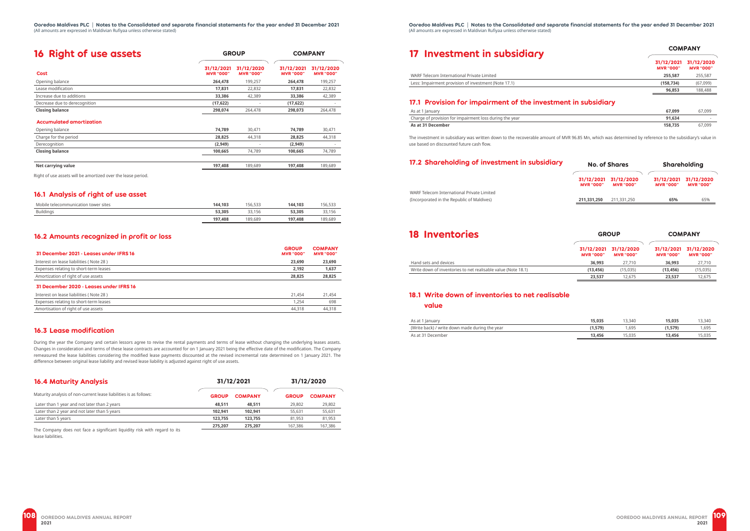# 16 Right of use assets

| Cost | GROUP 31/12/2021 MVR "000" | GROUP 31/12/2020 MVR "000" | COMPANY 31/12/2021 MVR "000" | COMPANY 31/12/2020 MVR "000" |
|---|---|---|---|---|
| Opening balance | **264,478** | 199,257 | **264,478** | 199,257 |
| Lease modification | **17,831** | 22,832 | **17,831** | 22,832 |
| Increase due to additions | **33,386** | 42,389 | **33,386** | 42,389 |
| Decrease due to derecognition | **(17,622)** | - | **(17,622)** | - |
| **Closing balance** | **298,074** | 264,478 | **298,073** | 264,478 |
| **Accumulated amortization** | | | | |
| Opening balance | **74,789** | 30,471 | **74,789** | 30,471 |
| Charge for the period | **28,825** | 44,318 | **28,825** | 44,318 |
| Derecognition | **(2,949)** | - | **(2,949)** | - |
| **Closing balance** | **100,665** | 74,789 | **100,665** | 74,789 |
| **Net carrying value** | **197,408** | 189,689 | **197,408** | 189,689 |

Right of use assets will be amortized over the lease period.

## 16.1 Analysis of right of use asset

| | GROUP 31/12/2021 | GROUP 31/12/2020 | COMPANY 31/12/2021 | COMPANY 31/12/2020 |
|---|---|---|---|---|
| Mobile telecommunication tower sites | **144,103** | 156,533 | **144,103** | 156,533 |
| Buildings | **53,305** | 33,156 | **53,305** | 33,156 |
| | **197,408** | 189,689 | **197,408** | 189,689 |

## 16.2 Amounts recognized in profit or loss

| 31 December 2021 - Leases under IFRS 16 | GROUP MVR "000" | COMPANY MVR "000" |
|---|---|---|
| Interest on lease liabilities ( Note 28 ) | **23,690** | **23,690** |
| Expenses relating to short-term leases | **2,192** | **1,637** |
| Amortization of right of use assets | **28,825** | **28,825** |
| **31 December 2020 - Leases under IFRS 16** | | |
| Interest on lease liabilities ( Note 28 ) | 21,454 | 21,454 |
| Expenses relating to short-term leases | 1,254 | 698 |
| Amortisation of right of use assets | 44,318 | 44,318 |

## 16.3 Lease modification

During the year the Company and certain lessors agree to revise the rental payments and terms of lease without changing the underlying leases assets. Changes in consideration and terms of these lease contracts are accounted for on 1 January 2021 being the effective date of the modification. The Company remeasured the lease liabilities considering the modified lease payments discounted at the revised incremental rate determined on 1 January 2021. The difference between original lease liability and revised lease liability is adjusted against right of use assets.

## 16.4 Maturity Analysis

| Maturity analysis of non-current lease liabilities is as follows: | 31/12/2021 GROUP | 31/12/2021 COMPANY | 31/12/2020 GROUP | 31/12/2020 COMPANY |
|---|---|---|---|---|
| Later than 1 year and not later than 2 years | **48,511** | **48,511** | 29,802 | 29,802 |
| Later than 2 year and not later than 5 years | **102,941** | **102,941** | 55,631 | 55,631 |
| Later than 5 years | **123,755** | **123,755** | 81,953 | 81,953 |
| | **275,207** | **275,207** | 167,386 | 167,386 |

The Company does not face a significant liquidity risk with regard to its lease liabilities.

# 17 Investment in subsidiary

| | COMPANY 31/12/2021 MVR "000" | COMPANY 31/12/2020 MVR "000" |
|---|---|---|
| WARF Telecom International Private Limited | **255,587** | 255,587 |
| Less: Impairment provision of investment (Note 17.1) | **(158,734)** | (67,099) |
| | **96,853** | 188,488 |

## 17.1 Provision for impairment of the investment in subsidiary

| | 31/12/2021 | 31/12/2020 |
|---|---|---|
| As at 1 January | **67,099** | 67,099 |
| Charge of provision for impairment loss during the year | **91,634** | - |
| **As at 31 December** | **158,735** | 67,099 |

The investment in subsidiary was written down to the recoverable amount of MVR 96.85 Mn, which was determined by reference to the subsidiary's value in use based on discounted future cash flow.

## 17.2 Shareholding of investment in subsidiary

| | No. of Shares 31/12/2021 MVR "000" | No. of Shares 31/12/2020 MVR "000" | Shareholding 31/12/2021 MVR "000" | Shareholding 31/12/2020 MVR "000" |
|---|---|---|---|---|
| WARF Telecom International Private Limited (Incorporated in the Republic of Maldives) | **211,331,250** | 211,331,250 | **65%** | 65% |

# 18 Inventories

| | GROUP 31/12/2021 MVR "000" | GROUP 31/12/2020 MVR "000" | COMPANY 31/12/2021 MVR "000" | COMPANY 31/12/2020 MVR "000" |
|---|---|---|---|---|
| Hand sets and devices | **36,993** | 27,710 | **36,993** | 27,710 |
| Write down of inventories to net realisable value (Note 18.1) | **(13,456)** | (15,035) | **(13,456)** | (15,035) |
| | **23,537** | 12,675 | **23,537** | 12,675 |

## 18.1 Write down of inventories to net realisable value

| | GROUP 31/12/2021 | GROUP 31/12/2020 | COMPANY 31/12/2021 | COMPANY 31/12/2020 |
|---|---|---|---|---|
| As at 1 January | **15,035** | 13,340 | **15,035** | 13,340 |
| (Write back) / write down made during the year | **(1,579)** | 1,695 | **(1,579)** | 1,695 |
| As at 31 December | **13,456** | 15,035 | **13,456** | 15,035 |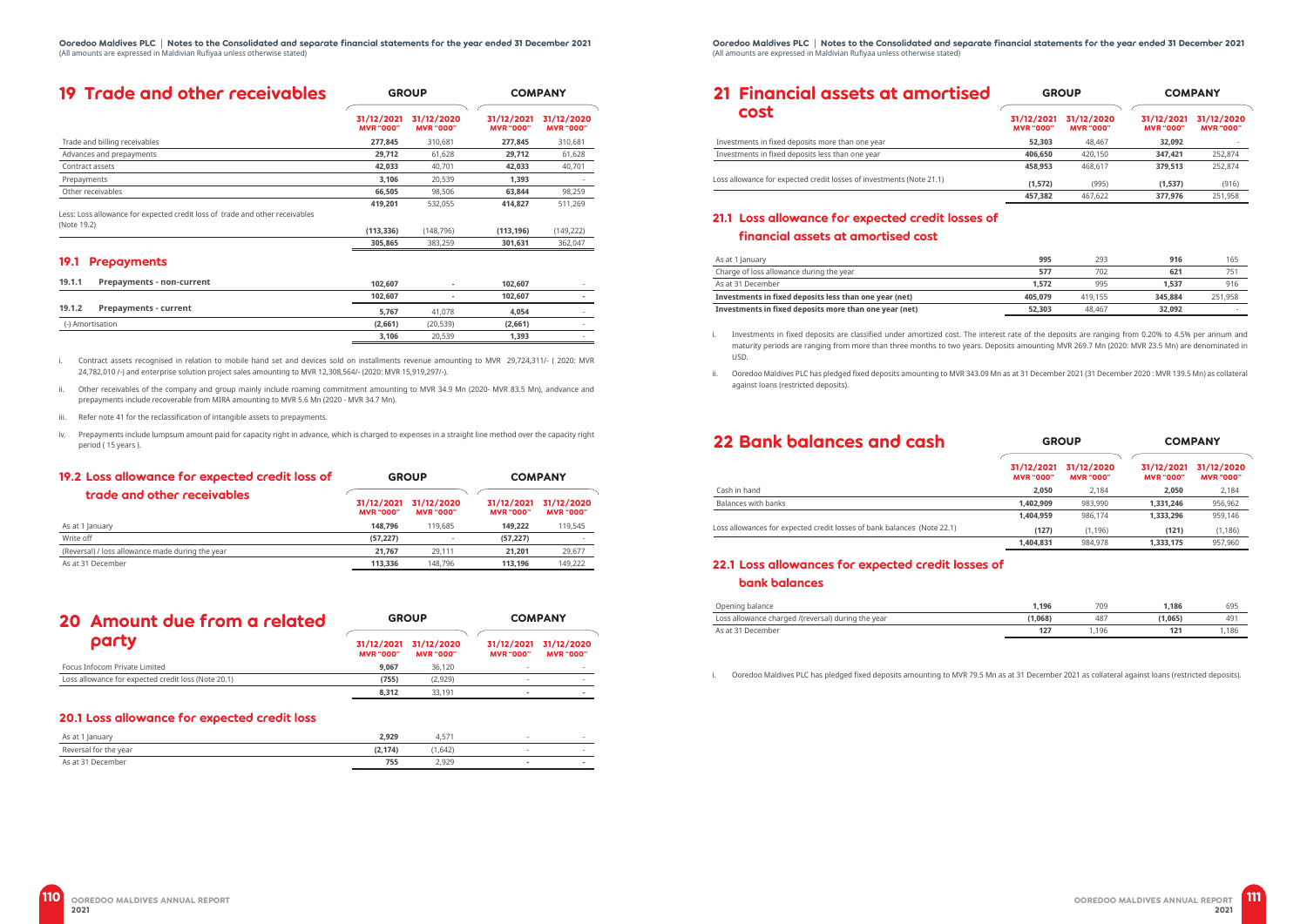## 19 Trade and other receivables

| | GROUP | | COMPANY | |
|---|---|---|---|---|
| | 31/12/2021 MVR "000" | 31/12/2020 MVR "000" | 31/12/2021 MVR "000" | 31/12/2020 MVR "000" |
| Trade and billing receivables | **277,845** | 310,681 | **277,845** | 310,681 |
| Advances and prepayments | **29,712** | 61,628 | **29,712** | 61,628 |
| Contract assets | **42,033** | 40,701 | **42,033** | 40,701 |
| Prepayments | **3,106** | 20,539 | **1,393** | - |
| Other receivables | **66,505** | 98,506 | **63,844** | 98,259 |
| | **419,201** | 532,055 | **414,827** | 511,269 |
| Less: Loss allowance for expected credit loss of trade and other receivables (Note 19.2) | **(113,336)** | (148,796) | **(113,196)** | (149,222) |
| | **305,865** | 383,259 | **301,631** | 362,047 |

### 19.1 Prepayments

| | | | | |
|---|---|---|---|---|
| **19.1.1 Prepayments - non-current** | **102,607** | - | **102,607** | - |
| | **102,607** | - | **102,607** | - |
| **19.1.2 Prepayments - current** | **5,767** | 41,078 | **4,054** | - |
| (-) Amortisation | **(2,661)** | (20,539) | **(2,661)** | - |
| | **3,106** | 20,539 | **1,393** | - |

i. Contract assets recognised in relation to mobile hand set and devices sold on installments revenue amounting to MVR 29,724,311/- ( 2020: MVR 24,782,010 /-) and enterprise solution project sales amounting to MVR 12,308,564/- (2020: MVR 15,919,297/-).

ii. Other receivables of the company and group mainly include roaming commitment amounting to MVR 34.9 Mn (2020- MVR 83.5 Mn), andvance and prepayments include recoverable from MIRA amounting to MVR 5.6 Mn (2020 - MVR 34.7 Mn).

iii. Refer note 41 for the reclassification of intangible assets to prepayments.

iv. Prepayments include lumpsum amount paid for capacity right in advance, which is charged to expenses in a straight line method over the capacity right period ( 15 years ).

### 19.2 Loss allowance for expected credit loss of trade and other receivables

| | GROUP | | COMPANY | |
|---|---|---|---|---|
| | 31/12/2021 MVR "000" | 31/12/2020 MVR "000" | 31/12/2021 MVR "000" | 31/12/2020 MVR "000" |
| As at 1 January | **148,796** | 119,685 | **149,222** | 119,545 |
| Write off | **(57,227)** | - | **(57,227)** | - |
| (Reversal) / loss allowance made during the year | **21,767** | 29,111 | **21,201** | 29,677 |
| As at 31 December | **113,336** | 148,796 | **113,196** | 149,222 |

## 20 Amount due from a related party

| | GROUP | | COMPANY | |
|---|---|---|---|---|
| | 31/12/2021 MVR "000" | 31/12/2020 MVR "000" | 31/12/2021 MVR "000" | 31/12/2020 MVR "000" |
| Focus Infocom Private Limited | **9,067** | 36,120 | - | - |
| Loss allowance for expected credit loss (Note 20.1) | **(755)** | (2,929) | - | - |
| | **8,312** | 33,191 | - | - |

### 20.1 Loss allowance for expected credit loss

| | | | | |
|---|---|---|---|---|
| As at 1 January | **2,929** | 4,571 | - | - |
| Reversal for the year | **(2,174)** | (1,642) | - | - |
| As at 31 December | **755** | 2,929 | - | - |

## 21 Financial assets at amortised cost

| | GROUP | | COMPANY | |
|---|---|---|---|---|
| | 31/12/2021 MVR "000" | 31/12/2020 MVR "000" | 31/12/2021 MVR "000" | 31/12/2020 MVR "000" |
| Investments in fixed deposits more than one year | **52,303** | 48,467 | **32,092** | - |
| Investments in fixed deposits less than one year | **406,650** | 420,150 | **347,421** | 252,874 |
| | **458,953** | 468,617 | **379,513** | 252,874 |
| Loss allowance for expected credit losses of investments (Note 21.1) | **(1,572)** | (995) | **(1,537)** | (916) |
| | **457,382** | 467,622 | **377,976** | 251,958 |

### 21.1 Loss allowance for expected credit losses of financial assets at amortised cost

| | | | | |
|---|---|---|---|---|
| As at 1 January | **995** | 293 | **916** | 165 |
| Charge of loss allowance during the year | **577** | 702 | **621** | 751 |
| As at 31 December | **1,572** | 995 | **1,537** | 916 |
| **Investments in fixed deposits less than one year (net)** | **405,079** | 419,155 | **345,884** | 251,958 |
| **Investments in fixed deposits more than one year (net)** | **52,303** | 48,467 | **32,092** | - |

i. Investments in fixed deposits are classified under amortized cost. The interest rate of the deposits are ranging from 0.20% to 4.5% per annum and maturity periods are ranging from more than three months to two years. Deposits amounting MVR 269.7 Mn (2020: MVR 23.5 Mn) are denominated in USD.

ii. Ooredoo Maldives PLC has pledged fixed deposits amounting to MVR 343.09 Mn as at 31 December 2021 (31 December 2020 : MVR 139.5 Mn) as collateral against loans (restricted deposits).

## 22 Bank balances and cash

| | GROUP | | COMPANY | |
|---|---|---|---|---|
| | 31/12/2021 MVR "000" | 31/12/2020 MVR "000" | 31/12/2021 MVR "000" | 31/12/2020 MVR "000" |
| Cash in hand | **2,050** | 2,184 | **2,050** | 2,184 |
| Balances with banks | **1,402,909** | 983,990 | **1,331,246** | 956,962 |
| | **1,404,959** | 986,174 | **1,333,296** | 959,146 |
| Loss allowances for expected credit losses of bank balances (Note 22.1) | **(127)** | (1,196) | **(121)** | (1,186) |
| | **1,404,831** | 984,978 | **1,333,175** | 957,960 |

### 22.1 Loss allowances for expected credit losses of bank balances

| | | | | |
|---|---|---|---|---|
| Opening balance | **1,196** | 709 | **1,186** | 695 |
| Loss allowance charged /(reversal) during the year | **(1,068)** | 487 | **(1,065)** | 491 |
| As at 31 December | **127** | 1,196 | **121** | 1,186 |

i. Ooredoo Maldives PLC has pledged fixed deposits amounting to MVR 79.5 Mn as at 31 December 2021 as collateral against loans (restricted deposits).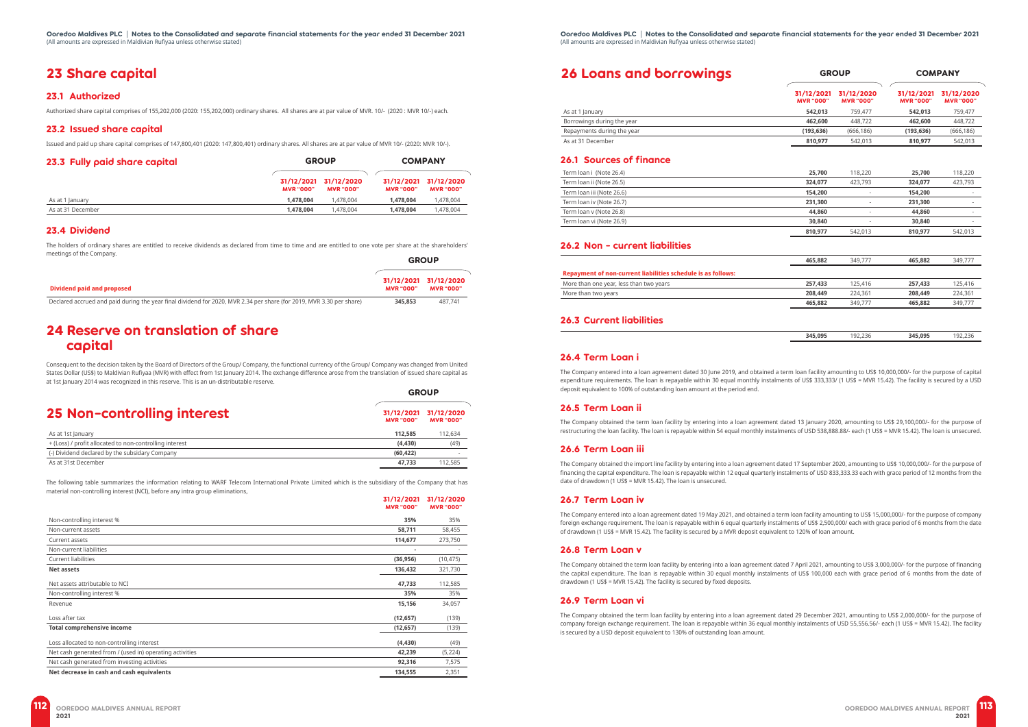# 23 Share capital

## 23.1 Authorized

Authorized share capital comprises of 155,202,000 (2020: 155,202,000) ordinary shares. All shares are at par value of MVR. 10/- (2020 : MVR 10/-) each.

## 23.2 Issued share capital

Issued and paid up share capital comprises of 147,800,401 (2020: 147,800,401) ordinary shares. All shares are at par value of MVR 10/- (2020: MVR 10/-).

## 23.3 Fully paid share capital

| | GROUP | | COMPANY | |
|---|---|---|---|---|
| | 31/12/2021 MVR "000" | 31/12/2020 MVR "000" | 31/12/2021 MVR "000" | 31/12/2020 MVR "000" |
| As at 1 January | **1,478,004** | 1,478,004 | **1,478,004** | 1,478,004 |
| As at 31 December | **1,478,004** | 1,478,004 | **1,478,004** | 1,478,004 |

## 23.4 Dividend

The holders of ordinary shares are entitled to receive dividends as declared from time to time and are entitled to one vote per share at the shareholders' meetings of the Company.

| | GROUP | |
|---|---|---|
| **Dividend paid and proposed** | 31/12/2021 MVR "000" | 31/12/2020 MVR "000" |
| Declared accrued and paid during the year final dividend for 2020, MVR 2.34 per share (for 2019, MVR 3.30 per share) | **345,853** | 487,741 |

# 24 Reserve on translation of share capital

Consequent to the decision taken by the Board of Directors of the Group/ Company, the functional currency of the Group/ Company was changed from United States Dollar (US$) to Maldivian Rufiyaa (MVR) with effect from 1st January 2014. The exchange difference arose from the translation of issued share capital as at 1st January 2014 was recognized in this reserve. This is an un-distributable reserve.

# 25 Non-controlling interest

| | GROUP | |
|---|---|---|
| | 31/12/2021 MVR "000" | 31/12/2020 MVR "000" |
| As at 1st January | **112,585** | 112,634 |
| + (Loss) / profit allocated to non-controlling interest | **(4,430)** | (49) |
| (-) Dividend declared by the subsidary Company | **(60,422)** | - |
| As at 31st December | **47,733** | 112,585 |

The following table summarizes the information relating to WARF Telecom International Private Limited which is the subsidiary of the Company that has material non-controlling interest (NCI), before any intra group eliminations,

| | 31/12/2021 MVR "000" | 31/12/2020 MVR "000" |
|---|---|---|
| Non-controlling interest % | **35%** | 35% |
| Non-current assets | **58,711** | 58,455 |
| Current assets | **114,677** | 273,750 |
| Non-current liabilities | **-** | - |
| Current liabilities | **(36,956)** | (10,475) |
| **Net assets** | **136,432** | 321,730 |
| Net assets attributable to NCI | **47,733** | 112,585 |
| Non-controlling interest % | **35%** | 35% |
| Revenue | **15,156** | 34,057 |
| Loss after tax | **(12,657)** | (139) |
| **Total comprehensive income** | **(12,657)** | (139) |
| Loss allocated to non-controlling interest | **(4,430)** | (49) |
| Net cash generated from / (used in) operating activities | **42,239** | (5,224) |
| Net cash generated from investing activities | **92,316** | 7,575 |
| **Net decrease in cash and cash equivalents** | **134,555** | 2,351 |

# 26 Loans and borrowings

| | GROUP | | COMPANY | |
|---|---|---|---|---|
| | 31/12/2021 MVR "000" | 31/12/2020 MVR "000" | 31/12/2021 MVR "000" | 31/12/2020 MVR "000" |
| As at 1 January | **542,013** | 759,477 | **542,013** | 759,477 |
| Borrowings during the year | **462,600** | 448,722 | **462,600** | 448,722 |
| Repayments during the year | **(193,636)** | (666,186) | **(193,636)** | (666,186) |
| As at 31 December | **810,977** | 542,013 | **810,977** | 542,013 |

## 26.1 Sources of finance

| | | | | |
|---|---|---|---|---|
| Term loan i (Note 26.4) | **25,700** | 118,220 | **25,700** | 118,220 |
| Term loan ii (Note 26.5) | **324,077** | 423,793 | **324,077** | 423,793 |
| Term loan iii (Note 26.6) | **154,200** | - | **154,200** | - |
| Term loan iv (Note 26.7) | **231,300** | - | **231,300** | - |
| Term loan v (Note 26.8) | **44,860** | - | **44,860** | - |
| Term loan vi (Note 26.9) | **30,840** | - | **30,840** | - |
| | **810,977** | 542,013 | **810,977** | 542,013 |

## 26.2 Non - current liabilities

| | | | | |
|---|---|---|---|---|
| | **465,882** | 349,777 | **465,882** | 349,777 |
| **Repayment of non-current liabilities schedule is as follows:** | | | | |
| More than one year, less than two years | **257,433** | 125,416 | **257,433** | 125,416 |
| More than two years | **208,449** | 224,361 | **208,449** | 224,361 |
| | **465,882** | 349,777 | **465,882** | 349,777 |

## 26.3 Current liabilities

| | | | | |
|---|---|---|---|---|
| | **345,095** | 192,236 | **345,095** | 192,236 |

## 26.4 Term Loan i

The Company entered into a loan agreement dated 30 June 2019, and obtained a term loan facility amounting to US$ 10,000,000/- for the purpose of capital expenditure requirements. The loan is repayable within 30 equal monthly instalments of US$ 333,333/ (1 US$ = MVR 15.42). The facility is secured by a USD deposit equivalent to 100% of outstanding loan amount at the period end.

## 26.5 Term Loan ii

The Company obtained the term loan facility by entering into a loan agreement dated 13 January 2020, amounting to US$ 29,100,000/- for the purpose of restructuring the loan facility. The loan is repayable within 54 equal monthly instalments of USD 538,888.88/- each (1 US$ = MVR 15.42). The loan is unsecured.

## 26.6 Term Loan iii

The Company obtained the import line facility by entering into a loan agreement dated 17 September 2020, amounting to US$ 10,000,000/- for the purpose of financing the capital expenditure. The loan is repayable within 12 equal quarterly instalments of USD 833,333.33 each with grace period of 12 months from the date of drawdown (1 US$ = MVR 15.42). The loan is unsecured.

## 26.7 Term Loan iv

The Company entered into a loan agreement dated 19 May 2021, and obtained a term loan facility amounting to US$ 15,000,000/- for the purpose of company foreign exchange requirement. The loan is repayable within 6 equal quarterly instalments of US$ 2,500,000/ each with grace period of 6 months from the date of drawdown (1 US$ = MVR 15.42). The facility is secured by a MVR deposit equivalent to 120% of loan amount.

## 26.8 Term Loan v

The Company obtained the term loan facility by entering into a loan agreement dated 7 April 2021, amounting to US$ 3,000,000/- for the purpose of financing the capital expenditure. The loan is repayable within 30 equal monthly instalments of US$ 100,000 each with grace period of 6 months from the date of drawdown (1 US$ = MVR 15.42). The facility is secured by fixed deposits.

## 26.9 Term Loan vi

The Company obtained the term loan facility by entering into a loan agreement dated 29 December 2021, amounting to US$ 2,000,000/- for the purpose of company foreign exchange requirement. The loan is repayable within 36 equal monthly instalments of USD 55,556.56/- each (1 US$ = MVR 15.42). The facility is secured by a USD deposit equivalent to 130% of outstanding loan amount.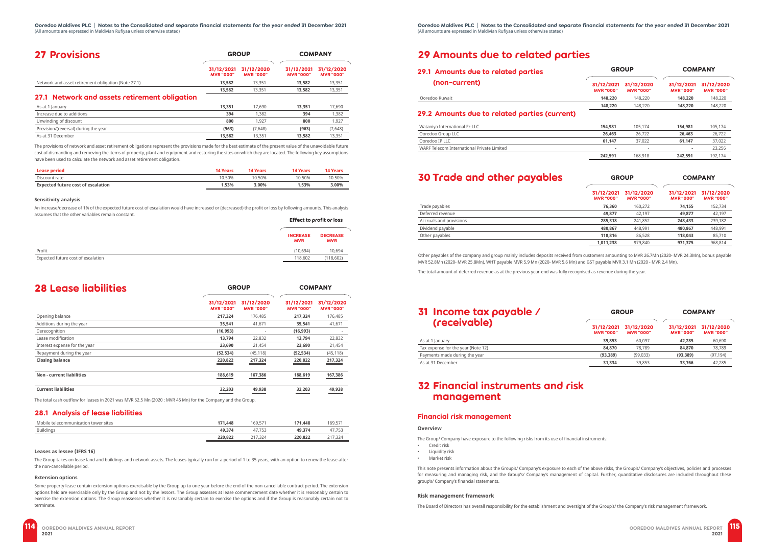# 27 Provisions

| | GROUP | | COMPANY | |
|---|---|---|---|---|
| | 31/12/2021 MVR "000" | 31/12/2020 MVR "000" | 31/12/2021 MVR "000" | 31/12/2020 MVR "000" |
| Network and asset retirement obligation (Note 27.1) | **13,582** | 13,351 | **13,582** | 13,351 |
| | **13,582** | 13,351 | **13,582** | 13,351 |

## 27.1 Network and assets retirement obligation

| | GROUP | | COMPANY | |
|---|---|---|---|---|
| | 31/12/2021 MVR "000" | 31/12/2020 MVR "000" | 31/12/2021 MVR "000" | 31/12/2020 MVR "000" |
| As at 1 January | **13,351** | 17,690 | **13,351** | 17,690 |
| Increase due to additions | **394** | 1,382 | **394** | 1,382 |
| Unwinding of discount | **800** | 1,927 | **800** | 1,927 |
| Provision/(reversal) during the year | **(963)** | (7,648) | **(963)** | (7,648) |
| As at 31 December | **13,582** | 13,351 | **13,582** | 13,351 |

The provisions of network and asset retirement obligations represent the provisions made for the best estimate of the present value of the unavoidable future cost of dismantling and removing the items of property, plant and equipment and restoring the sites on which they are located. The following key assumptions have been used to calculate the network and asset retirement obligation.

| **Lease period** | **14 Years** | **14 Years** | **14 Years** | **14 Years** |
|---|---|---|---|---|
| Discount rate | 10.50% | 10.50% | 10.50% | 10.50% |
| **Expected future cost of escalation** | **1.53%** | **3.00%** | **1.53%** | **3.00%** |

**Sensitivity analysis**

An increase/decrease of 1% of the expected future cost of escalation would have increased or (decreased) the profit or loss by following amounts. This analysis assumes that the other variables remain constant.

| | Effect to profit or loss | |
|---|---|---|
| | INCREASE MVR | DECREASE MVR |
| Profit | (10,694) | 10,694 |
| Expected future cost of escalation | 118,602 | (118,602) |

# 28 Lease liabilities

| | GROUP | | COMPANY | |
|---|---|---|---|---|
| | 31/12/2021 MVR "000" | 31/12/2020 MVR "000" | 31/12/2021 MVR "000" | 31/12/2020 MVR "000" |
| Opening balance | **217,324** | 176,485 | **217,324** | 176,485 |
| Additions during the year | **35,541** | 41,671 | **35,541** | 41,671 |
| Derecognition | **(16,993)** | - | **(16,993)** | - |
| Lease modification | **13,794** | 22,832 | **13,794** | 22,832 |
| Interest expense for the year | **23,690** | 21,454 | **23,690** | 21,454 |
| Repayment during the year | **(52,534)** | (45,118) | **(52,534)** | (45,118) |
| **Closing balance** | **220,822** | **217,324** | **220,822** | **217,324** |
| **Non - current liabilities** | **188,619** | **167,386** | **188,619** | **167,386** |
| **Current liabilities** | **32,203** | **49,938** | **32,203** | **49,938** |

The total cash outflow for leases in 2021 was MVR 52.5 Mn (2020 : MVR 45 Mn) for the Company and the Group.

## 28.1 Analysis of lease liabilities

| | | | | |
|---|---|---|---|---|
| Mobile telecommunication tower sites | **171,448** | 169,571 | **171,448** | 169,571 |
| Buildings | **49,374** | 47,753 | **49,374** | 47,753 |
| | **220,822** | 217,324 | **220,822** | 217,324 |

**Leases as lessee (IFRS 16)**

The Group takes on lease land and buildings and network assets. The leases typically run for a period of 1 to 35 years, with an option to renew the lease after the non-cancellable period.

**Extension options**

Some property lease contain extension options exercisable by the Group up to one year before the end of the non-cancellable contract period. The extension options held are exercisable only by the Group and not by the lessors. The Group assesses at lease commencement date whether it is reasonably certain to exercise the extension options. The Group reassesses whether it is reasonably certain to exercise the options and if the Group is reasonably certain not to terminate.

# 29 Amounts due to related parties

## 29.1 Amounts due to related parties (non-current)

| | GROUP | | COMPANY | |
|---|---|---|---|---|
| | 31/12/2021 MVR "000" | 31/12/2020 MVR "000" | 31/12/2021 MVR "000" | 31/12/2020 MVR "000" |
| Ooredoo Kuwait | **148,220** | 148,220 | **148,220** | 148,220 |
| | **148,220** | 148,220 | **148,220** | 148,220 |

## 29.2 Amounts due to related parties (current)

| | GROUP | | COMPANY | |
|---|---|---|---|---|
| | 31/12/2021 MVR "000" | 31/12/2020 MVR "000" | 31/12/2021 MVR "000" | 31/12/2020 MVR "000" |
| Wataniya International Fz-LLC | **154,981** | 105,174 | **154,981** | 105,174 |
| Ooredoo Group LLC | **26,463** | 26,722 | **26,463** | 26,722 |
| Ooredoo IP LLC | **61,147** | 37,022 | **61,147** | 37,022 |
| WARF Telecom International Private Limited | **-** | - | **-** | 23,256 |
| | **242,591** | 168,918 | **242,591** | 192,174 |

# 30 Trade and other payables

| | GROUP | | COMPANY | |
|---|---|---|---|---|
| | 31/12/2021 MVR "000" | 31/12/2020 MVR "000" | 31/12/2021 MVR "000" | 31/12/2020 MVR "000" |
| Trade payables | **76,360** | 160,272 | **74,155** | 152,734 |
| Deferred revenue | **49,877** | 42,197 | **49,877** | 42,197 |
| Accruals and provisions | **285,318** | 241,852 | **248,433** | 239,182 |
| Dividend payable | **480,867** | 448,991 | **480,867** | 448,991 |
| Other payables | **118,816** | 86,528 | **118,043** | 85,710 |
| | **1,011,238** | 979,840 | **971,375** | 968,814 |

Other payables of the company and group mainly includes deposits received from customers amounting to MVR 26.7Mn (2020- MVR 24.3Mn), bonus payable MVR 52.8Mn (2020- MVR 25.8Mn), WHT payable MVR 5.9 Mn (2020- MVR 5.6 Mn) and GST payable MVR 3.1 Mn (2020 - MVR 2.4 Mn).

The total amount of deferred revenue as at the previous year-end was fully recognised as revenue during the year.

# 31 Income tax payable / (receivable)

| | GROUP | | COMPANY | |
|---|---|---|---|---|
| | 31/12/2021 MVR "000" | 31/12/2020 MVR "000" | 31/12/2021 MVR "000" | 31/12/2020 MVR "000" |
| As at 1 January | **39,853** | 60,097 | **42,285** | 60,690 |
| Tax expense for the year (Note 12) | **84,870** | 78,789 | **84,870** | 78,789 |
| Payments made during the year | **(93,389)** | (99,033) | **(93,389)** | (97,194) |
| As at 31 December | **31,334** | 39,853 | **33,766** | 42,285 |

# 32 Financial instruments and risk management

## Financial risk management

**Overview**

The Group/ Company have exposure to the following risks from its use of financial instruments:

- Credit risk
- Liquidity risk
- Market risk

This note presents information about the Group's/ Company's exposure to each of the above risks, the Group's/ Company's objectives, policies and processes for measuring and managing risk, and the Group's/ Company's management of capital. Further, quantitative disclosures are included throughout these group's/ Company's financial statements.

**Risk management framework**

The Board of Directors has overall responsibility for the establishment and oversight of the Group's/ the Company's risk management framework.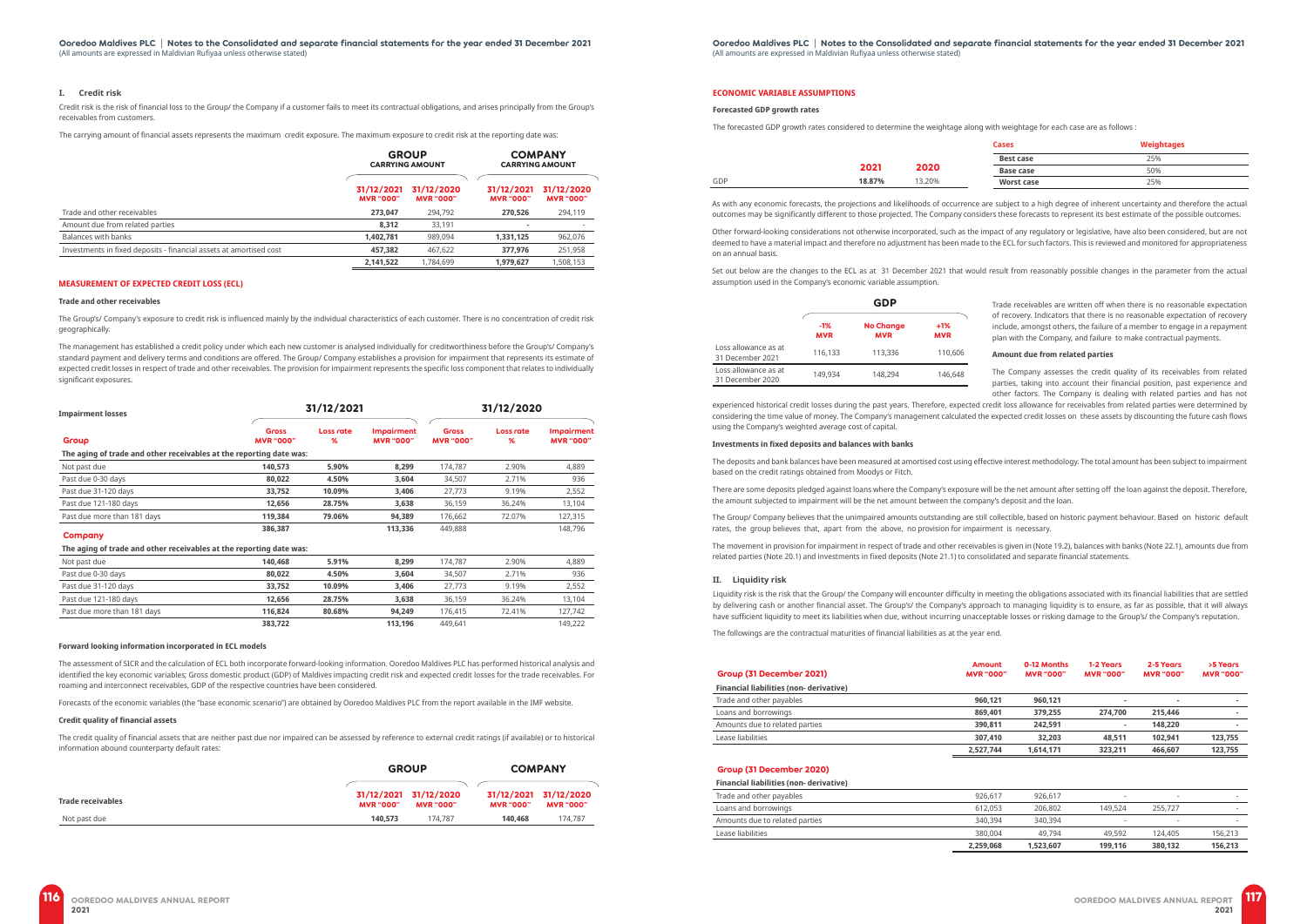## I. Credit risk

Credit risk is the risk of financial loss to the Group/ the Company if a customer fails to meet its contractual obligations, and arises principally from the Group's receivables from customers.

The carrying amount of financial assets represents the maximum credit exposure. The maximum exposure to credit risk at the reporting date was:

| | GROUP CARRYING AMOUNT | | COMPANY CARRYING AMOUNT | |
|---|---|---|---|---|
| | 31/12/2021 MVR "000" | 31/12/2020 MVR "000" | 31/12/2021 MVR "000" | 31/12/2020 MVR "000" |
| Trade and other receivables | **273,047** | 294,792 | **270,526** | 294,119 |
| Amount due from related parties | **8,312** | 33,191 | **-** | - |
| Balances with banks | **1,402,781** | 989,094 | **1,331,125** | 962,076 |
| Investments in fixed deposits - financial assets at amortised cost | **457,382** | 467,622 | **377,976** | 251,958 |
| | **2,141,522** | 1,784,699 | **1,979,627** | 1,508,153 |

### MEASUREMENT OF EXPECTED CREDIT LOSS (ECL)

**Trade and other receivables**

The Group's/ Company's exposure to credit risk is influenced mainly by the individual characteristics of each customer. There is no concentration of credit risk geographically.

The management has established a credit policy under which each new customer is analysed individually for creditworthiness before the Group's/ Company's standard payment and delivery terms and conditions are offered. The Group/ Company establishes a provision for impairment that represents its estimate of expected credit losses in respect of trade and other receivables. The provision for impairment represents the specific loss component that relates to individually significant exposures.

| Impairment losses | 31/12/2021 | | | 31/12/2020 | | |
|---|---|---|---|---|---|---|
| **Group** | Gross MVR "000" | Loss rate % | Impairment MVR "000" | Gross MVR "000" | Loss rate % | Impairment MVR "000" |
| **The aging of trade and other receivables at the reporting date was:** | | | | | | |
| Not past due | **140,573** | **5.90%** | **8,299** | 174,787 | 2.90% | 4,889 |
| Past due 0-30 days | **80,022** | **4.50%** | **3,604** | 34,507 | 2.71% | 936 |
| Past due 31-120 days | **33,752** | **10.09%** | **3,406** | 27,773 | 9.19% | 2,552 |
| Past due 121-180 days | **12,656** | **28.75%** | **3,638** | 36,159 | 36.24% | 13,104 |
| Past due more than 181 days | **119,384** | **79.06%** | **94,389** | 176,662 | 72.07% | 127,315 |
| | **386,387** | | **113,336** | 449,888 | | 148,796 |
| **Company** | | | | | | |
| **The aging of trade and other receivables at the reporting date was:** | | | | | | |
| Not past due | **140,468** | **5.91%** | **8,299** | 174,787 | 2.90% | 4,889 |
| Past due 0-30 days | **80,022** | **4.50%** | **3,604** | 34,507 | 2.71% | 936 |
| Past due 31-120 days | **33,752** | **10.09%** | **3,406** | 27,773 | 9.19% | 2,552 |
| Past due 121-180 days | **12,656** | **28.75%** | **3,638** | 36,159 | 36.24% | 13,104 |
| Past due more than 181 days | **116,824** | **80.68%** | **94,249** | 176,415 | 72.41% | 127,742 |
| | **383,722** | | **113,196** | 449,641 | | 149,222 |

**Forward looking information incorporated in ECL models**

The assessment of SICR and the calculation of ECL both incorporate forward-looking information. Ooredoo Maldives PLC has performed historical analysis and identified the key economic variables; Gross domestic product (GDP) of Maldives impacting credit risk and expected credit losses for the trade receivables. For roaming and interconnect receivables, GDP of the respective countries have been considered.

Forecasts of the economic variables (the "base economic scenario") are obtained by Ooredoo Maldives PLC from the report available in the IMF website.

**Credit quality of financial assets**

The credit quality of financial assets that are neither past due nor impaired can be assessed by reference to external credit ratings (if available) or to historical information about counterparty default rates:

| | GROUP | | COMPANY | |
|---|---|---|---|---|
| **Trade receivables** | 31/12/2021 MVR "000" | 31/12/2020 MVR "000" | 31/12/2021 MVR "000" | 31/12/2020 MVR "000" |
| Not past due | **140,573** | 174,787 | **140,468** | 174,787 |

### ECONOMIC VARIABLE ASSUMPTIONS

**Forecasted GDP growth rates**

The forecasted GDP growth rates considered to determine the weightage along with weightage for each case are as follows :

| | 2021 | 2020 |
|---|---|---|
| GDP | **18.87%** | 13.20% |

| Cases | Weightages |
|---|---|
| Best case | 25% |
| Base case | 50% |
| Worst case | 25% |

As with any economic forecasts, the projections and likelihoods of occurrence are subject to a high degree of inherent uncertainty and therefore the actual outcomes may be significantly different to those projected. The Company considers these forecasts to represent its best estimate of the possible outcomes.

Other forward-looking considerations not otherwise incorporated, such as the impact of any regulatory or legislative, have also been considered, but are not deemed to have a material impact and therefore no adjustment has been made to the ECL for such factors. This is reviewed and monitored for appropriateness on an annual basis.

Set out below are the changes to the ECL as at 31 December 2021 that would result from reasonably possible changes in the parameter from the actual assumption used in the Company's economic variable assumption.

| | GDP | | |
|---|---|---|---|
| | -1% MVR | No Change MVR | +1% MVR |
| Loss allowance as at 31 December 2021 | 116,133 | 113,336 | 110,606 |
| Loss allowance as at 31 December 2020 | 149,934 | 148,294 | 146,648 |

Trade receivables are written off when there is no reasonable expectation of recovery. Indicators that there is no reasonable expectation of recovery include, amongst others, the failure of a member to engage in a repayment plan with the Company, and failure to make contractual payments.

**Amount due from related parties**

The Company assesses the credit quality of its receivables from related parties, taking into account their financial position, past experience and other factors. The Company is dealing with related parties and has not experienced historical credit losses during the past years. Therefore, expected credit loss allowance for receivables from related parties were determined by considering the time value of money. The Company's management calculated the expected credit losses on these assets by discounting the future cash flows using the Company's weighted average cost of capital.

**Investments in fixed deposits and balances with banks**

The deposits and bank balances have been measured at amortised cost using effective interest methodology. The total amount has been subject to impairment based on the credit ratings obtained from Moodys or Fitch.

There are some deposits pledged against loans where the Company's exposure will be the net amount after setting off the loan against the deposit. Therefore, the amount subjected to impairment will be the net amount between the company's deposit and the loan.

The Group/ Company believes that the unimpaired amounts outstanding are still collectible, based on historic payment behaviour. Based on historic default rates, the group believes that, apart from the above, no provision for impairment is necessary.

The movement in provision for impairment in respect of trade and other receivables is given in (Note 19.2), balances with banks (Note 22.1), amounts due from related parties (Note 20.1) and investments in fixed deposits (Note 21.1) to consolidated and separate financial statements.

## II. Liquidity risk

Liquidity risk is the risk that the Group/ the Company will encounter difficulty in meeting the obligations associated with its financial liabilities that are settled by delivering cash or another financial asset. The Group's/ the Company's approach to managing liquidity is to ensure, as far as possible, that it will always have sufficient liquidity to meet its liabilities when due, without incurring unacceptable losses or risking damage to the Group's/ the Company's reputation.

The followings are the contractual maturities of financial liabilities as at the year end.

| Group (31 December 2021) | Amount MVR "000" | 0-12 Months MVR "000" | 1-2 Years MVR "000" | 2-5 Years MVR "000" | >5 Years MVR "000" |
|---|---|---|---|---|---|
| **Financial liabilities (non- derivative)** | | | | | |
| Trade and other payables | **960,121** | **960,121** | **-** | **-** | **-** |
| Loans and borrowings | **869,401** | **379,255** | **274,700** | **215,446** | **-** |
| Amounts due to related parties | **390,811** | **242,591** | **-** | **148,220** | **-** |
| Lease liabilities | **307,410** | **32,203** | **48,511** | **102,941** | **123,755** |
| | **2,527,744** | **1,614,171** | **323,211** | **466,607** | **123,755** |
| **Group (31 December 2020)** | | | | | |
| **Financial liabilities (non- derivative)** | | | | | |
| Trade and other payables | 926,617 | 926,617 | - | - | - |
| Loans and borrowings | 612,053 | 206,802 | 149,524 | 255,727 | - |
| Amounts due to related parties | 340,394 | 340,394 | - | - | - |
| Lease liabilities | 380,004 | 49,794 | 49,592 | 124,405 | 156,213 |
| | **2,259,068** | **1,523,607** | **199,116** | **380,132** | **156,213** |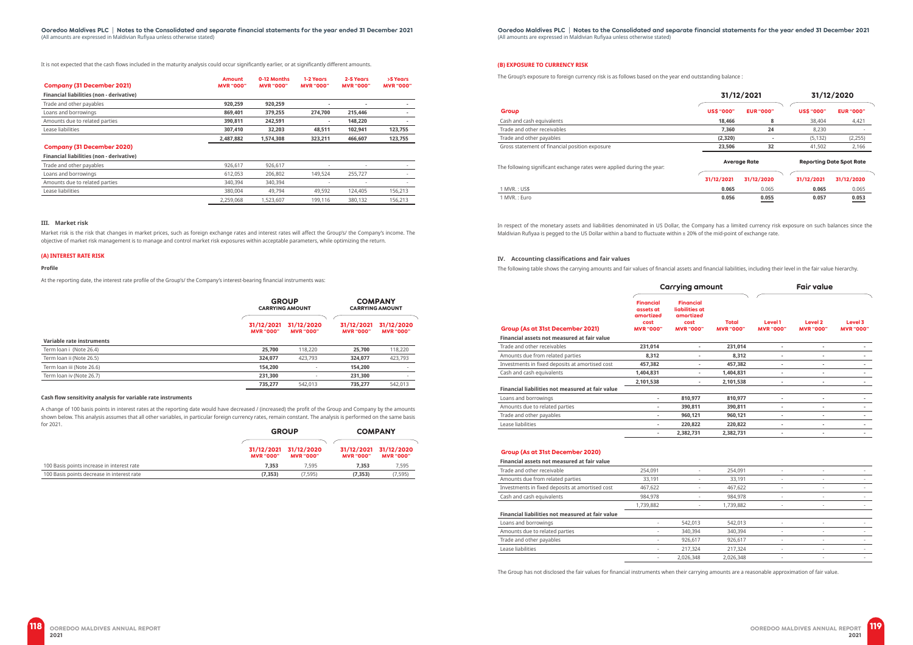It is not expected that the cash flows included in the maturity analysis could occur significantly earlier, or at significantly different amounts.

| Company (31 December 2021) | Amount MVR "000" | 0-12 Months MVR "000" | 1-2 Years MVR "000" | 2-5 Years MVR "000" | >5 Years MVR "000" |
|---|---|---|---|---|---|
| **Financial liabilities (non - derivative)** | | | | | |
| Trade and other payables | **920,259** | **920,259** | **-** | **-** | **-** |
| Loans and borrowings | **869,401** | **379,255** | **274,700** | **215,446** | **-** |
| Amounts due to related parties | **390,811** | **242,591** | **-** | **148,220** | **-** |
| Lease liabilities | **307,410** | **32,203** | **48,511** | **102,941** | **123,755** |
| | **2,487,882** | **1,574,308** | **323,211** | **466,607** | **123,755** |
| **Company (31 December 2020)** | | | | | |
| **Financial liabilities (non - derivative)** | | | | | |
| Trade and other payables | 926,617 | 926,617 | - | - | - |
| Loans and borrowings | 612,053 | 206,802 | 149,524 | 255,727 | - |
| Amounts due to related parties | 340,394 | 340,394 | - | - | - |
| Lease liabilities | 380,004 | 49,794 | 49,592 | 124,405 | 156,213 |
| | 2,259,068 | 1,523,607 | 199,116 | 380,132 | 156,213 |

### III. Market risk

Market risk is the risk that changes in market prices, such as foreign exchange rates and interest rates will affect the Group's/ the Company's income. The objective of market risk management is to manage and control market risk exposures within acceptable parameters, while optimizing the return.

#### (A) INTEREST RATE RISK

**Profile**

At the reporting date, the interest rate profile of the Group's/ the Company's interest-bearing financial instruments was:

| | GROUP CARRYING AMOUNT | | COMPANY CARRYING AMOUNT | |
|---|---|---|---|---|
| | 31/12/2021 MVR "000" | 31/12/2020 MVR "000" | 31/12/2021 MVR "000" | 31/12/2020 MVR "000" |
| **Variable rate instruments** | | | | |
| Term loan i (Note 26.4) | **25,700** | 118,220 | **25,700** | 118,220 |
| Term loan ii (Note 26.5) | **324,077** | 423,793 | **324,077** | 423,793 |
| Term loan iii (Note 26.6) | **154,200** | - | **154,200** | - |
| Term loan iv (Note 26.7) | **231,300** | - | **231,300** | - |
| | **735,277** | 542,013 | **735,277** | 542,013 |

**Cash flow sensitivity analysis for variable rate instruments**

A change of 100 basis points in interest rates at the reporting date would have decreased / (increased) the profit of the Group and Company by the amounts shown below. This analysis assumes that all other variables, in particular foreign currency rates, remain constant. The analysis is performed on the same basis for 2021.

| | GROUP | | COMPANY | |
|---|---|---|---|---|
| | 31/12/2021 MVR "000" | 31/12/2020 MVR "000" | 31/12/2021 MVR "000" | 31/12/2020 MVR "000" |
| 100 Basis points increase in interest rate | **7,353** | 7,595 | **7,353** | 7,595 |
| 100 Basis points decrease in interest rate | **(7,353)** | (7,595) | **(7,353)** | (7,595) |

#### (B) EXPOSURE TO CURRENCY RISK

The Group's exposure to foreign currency risk is as follows based on the year end outstanding balance :

| Group | 31/12/2021 US$ "000" | 31/12/2021 EUR "000" | 31/12/2020 US$ "000" | 31/12/2020 EUR "000" |
|---|---|---|---|---|
| Cash and cash equivalents | **18,466** | **8** | 38,404 | 4,421 |
| Trade and other receivables | **7,360** | **24** | 8,230 | - |
| Trade and other payables | **(2,320)** | **-** | (5,132) | (2,255) |
| Gross statement of financial position exposure | **23,506** | **32** | 41,502 | 2,166 |

The following significant exchange rates were applied during the year:

| | Average Rate 31/12/2021 | Average Rate 31/12/2020 | Reporting Date Spot Rate 31/12/2021 | Reporting Date Spot Rate 31/12/2020 |
|---|---|---|---|---|
| 1 MVR. : US$ | **0.065** | 0.065 | **0.065** | 0.065 |
| 1 MVR. : Euro | **0.056** | 0.055 | **0.057** | 0.053 |

In respect of the monetary assets and liabilities denominated in US Dollar, the Company has a limited currency risk exposure on such balances since the Maldivian Rufiyaa is pegged to the US Dollar within a band to fluctuate within ± 20% of the mid-point of exchange rate.

### IV. Accounting classifications and fair values

The following table shows the carrying amounts and fair values of financial assets and financial liabilities, including their level in the fair value hierarchy.

| | Carrying amount | | | Fair value | | |
|---|---|---|---|---|---|---|
| **Group (As at 31st December 2021)** | Financial assets at amortized cost MVR "000" | Financial liabilities at amortized cost MVR "000" | Total MVR "000" | Level 1 MVR "000" | Level 2 MVR "000" | Level 3 MVR "000" |
| **Financial assets not measured at fair value** | | | | | | |
| Trade and other receivables | **231,014** | **-** | **231,014** | **-** | **-** | **-** |
| Amounts due from related parties | **8,312** | **-** | **8,312** | **-** | **-** | **-** |
| Investments in fixed deposits at amortised cost | **457,382** | **-** | **457,382** | **-** | **-** | **-** |
| Cash and cash equivalents | **1,404,831** | **-** | **1,404,831** | **-** | **-** | **-** |
| | **2,101,538** | **-** | **2,101,538** | **-** | **-** | **-** |
| **Financial liabilities not measured at fair value** | | | | | | |
| Loans and borrowings | **-** | **810,977** | **810,977** | **-** | **-** | **-** |
| Amounts due to related parties | **-** | **390,811** | **390,811** | **-** | **-** | **-** |
| Trade and other payables | **-** | **960,121** | **960,121** | **-** | **-** | **-** |
| Lease liabilities | **-** | **220,822** | **220,822** | **-** | **-** | **-** |
| | **-** | **2,382,731** | **2,382,731** | **-** | **-** | **-** |
| **Group (As at 31st December 2020)** | | | | | | |
| **Financial assets not measured at fair value** | | | | | | |
| Trade and other receivable | 254,091 | - | 254,091 | - | - | - |
| Amounts due from related parties | 33,191 | - | 33,191 | - | - | - |
| Investments in fixed deposits at amortised cost | 467,622 | - | 467,622 | - | - | - |
| Cash and cash equivalents | 984,978 | - | 984,978 | - | - | - |
| | 1,739,882 | - | 1,739,882 | - | - | - |
| **Financial liabilities not measured at fair value** | | | | | | |
| Loans and borrowings | - | 542,013 | 542,013 | - | - | - |
| Amounts due to related parties | - | 340,394 | 340,394 | - | - | - |
| Trade and other payables | - | 926,617 | 926,617 | - | - | - |
| Lease liabilities | - | 217,324 | 217,324 | - | - | - |
| | - | 2,026,348 | 2,026,348 | - | - | - |

The Group has not disclosed the fair values for financial instruments when their carrying amounts are a reasonable approximation of fair value.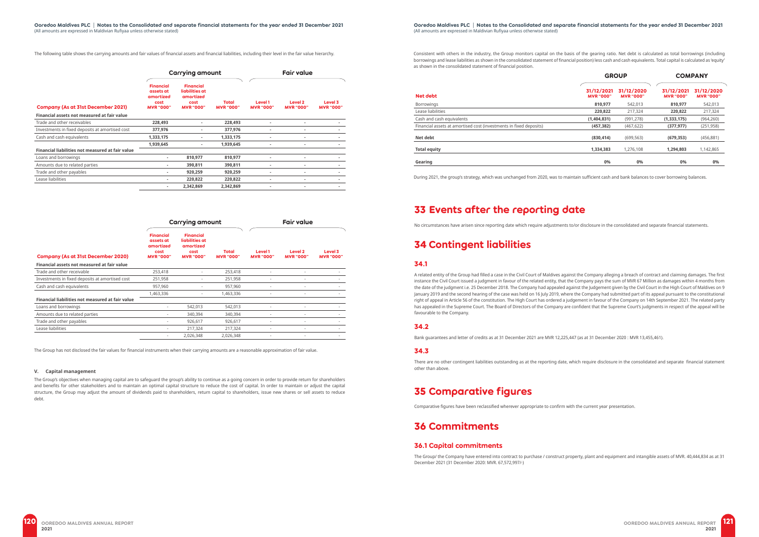The following table shows the carrying amounts and fair values of financial assets and financial liabilities, including their level in the fair value hierarchy.

| Company (As at 31st December 2021) | Carrying amount | | | Fair value | | |
|---|---|---|---|---|---|---|
| | Financial assets at amortized cost MVR "000" | Financial liabilities at amortized cost MVR "000" | Total MVR "000" | Level 1 MVR "000" | Level 2 MVR "000" | Level 3 MVR "000" |
| **Financial assets not measured at fair value** | | | | | | |
| Trade and other receivables | 228,493 | - | 228,493 | - | - | - |
| Investments in fixed deposits at amortised cost | 377,976 | - | 377,976 | - | - | - |
| Cash and cash equivalents | 1,333,175 | - | 1,333,175 | - | - | - |
| | 1,939,645 | - | 1,939,645 | - | - | - |
| **Financial liabilities not measured at fair value** | | | | | | |
| Loans and borrowings | - | 810,977 | 810,977 | - | - | - |
| Amounts due to related parties | - | 390,811 | 390,811 | - | - | - |
| Trade and other payables | - | 920,259 | 920,259 | - | - | - |
| Lease liabilities | - | 220,822 | 220,822 | - | - | - |
| | - | 2,342,869 | 2,342,869 | - | - | - |

| Company (As at 31st December 2020) | Carrying amount | | | Fair value | | |
|---|---|---|---|---|---|---|
| | Financial assets at amortized cost MVR "000" | Financial liabilities at amortized cost MVR "000" | Total MVR "000" | Level 1 MVR "000" | Level 2 MVR "000" | Level 3 MVR "000" |
| **Financial assets not measured at fair value** | | | | | | |
| Trade and other receivable | 253,418 | - | 253,418 | - | - | - |
| Investments in fixed deposits at amortised cost | 251,958 | - | 251,958 | - | - | - |
| Cash and cash equivalents | 957,960 | - | 957,960 | - | - | - |
| | 1,463,336 | - | 1,463,336 | - | - | - |
| **Financial liabilities not measured at fair value** | | | | | | |
| Loans and borrowings | - | 542,013 | 542,013 | - | - | - |
| Amounts due to related parties | - | 340,394 | 340,394 | - | - | - |
| Trade and other payables | - | 926,617 | 926,617 | - | - | - |
| Lease liabilities | - | 217,324 | 217,324 | - | - | - |
| | - | 2,026,348 | 2,026,348 | - | - | - |

The Group has not disclosed the fair values for financial instruments when their carrying amounts are a reasonable approximation of fair value.

#### V. Capital management

The Group's objectives when managing capital are to safeguard the group's ability to continue as a going concern in order to provide return for shareholders and benefits for other stakeholders and to maintain an optimal capital structure to reduce the cost of capital. In order to maintain or adjust the capital structure, the Group may adjust the amount of dividends paid to shareholders, return capital to shareholders, issue new shares or sell assets to reduce debt.

Consistent with others in the industry, the Group monitors capital on the basis of the gearing ratio. Net debt is calculated as total borrowings (including borrowings and lease liabilities as shown in the consolidated statement of financial position) less cash and cash equivalents. Total capital is calculated as 'equity' as shown in the consolidated statement of financial position.

| Net debt | GROUP | | COMPANY | |
|---|---|---|---|---|
| | 31/12/2021 MVR "000" | 31/12/2020 MVR "000" | 31/12/2021 MVR "000" | 31/12/2020 MVR "000" |
| Borrowings | 810,977 | 542,013 | 810,977 | 542,013 |
| Lease liabilities | 220,822 | 217,324 | 220,822 | 217,324 |
| Cash and cash equivalents | (1,404,831) | (991,278) | (1,333,175) | (964,260) |
| Financial assets at amortised cost (investments in fixed deposits) | (457,382) | (467,622) | (377,977) | (251,958) |
| **Net debt** | (830,414) | (699,563) | (679,353) | (456,881) |
| **Total equity** | 1,334,383 | 1,276,108 | 1,294,803 | 1,142,865 |
| **Gearing** | 0% | 0% | 0% | 0% |

During 2021, the group's strategy, which was unchanged from 2020, was to maintain sufficient cash and bank balances to cover borrowing balances.

# 33 Events after the reporting date

No circumstances have arisen since reporting date which require adjustments to/or disclosure in the consolidated and separate financial statements.

# 34 Contingent liabilities

## 34.1

A related entity of the Group had filled a case in the Civil Court of Maldives against the Company alleging a breach of contract and claiming damages. The first instance the Civil Court issued a judgment in favour of the related entity, that the Company pays the sum of MVR 67 Million as damages within 4 months from the date of the judgment i.e. 25 December 2018. The Company had appealed against the Judgement given by the Civil Court in the High Court of Maldives on 9 January 2019 and the second hearing of the case was held on 16 July 2019, where the Company had submitted part of its appeal pursuant to the constitutional right of appeal in Article 56 of the constitution. The High Court has ordered a judgement in favour of the Company on 14th September 2021. The related party has appealed in the Supreme Court. The Board of Directors of the Company are confident that the Supreme Court's judgments in respect of the appeal will be favourable to the Company.

## 34.2

Bank guarantees and letter of credits as at 31 December 2021 are MVR 12,225,447 (as at 31 December 2020 : MVR 13,455,461).

## 34.3

There are no other contingent liabilities outstanding as at the reporting date, which require disclosure in the consolidated and separate financial statement other than above.

# 35 Comparative figures

Comparative figures have been reclassified wherever appropriate to confirm with the current year presentation.

# 36 Commitments

## 36.1 Capital commitments

The Group/ the Company have entered into contract to purchase / construct property, plant and equipment and intangible assets of MVR. 40,444,834 as at 31 December 2021 (31 December 2020: MVR. 67,572,997/-)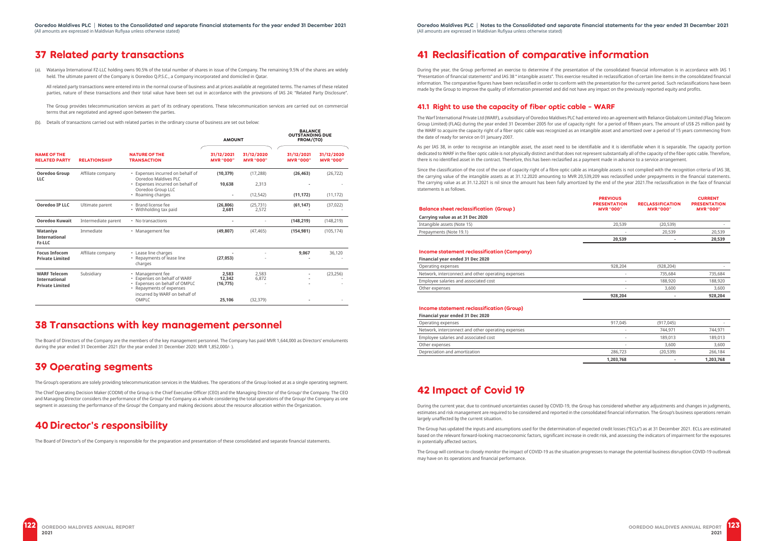# 37 Related party transactions

(a). Wataniya International FZ-LLC holding owns 90.5% of the total number of shares in issue of the Company. The remaining 9.5% of the shares are widely held. The ultimate parent of the Company is Ooredoo Q.P.S.C., a Company incorporated and domiciled in Qatar.

All related party transactions were entered into in the normal course of business and at prices available at negotiated terms. The names of these related parties, nature of these transactions and their total value have been set out in accordance with the provisions of IAS 24: "Related Party Disclosure".

The Group provides telecommunication services as part of its ordinary operations. These telecommunication services are carried out on commercial terms that are negotiated and agreed upon between the parties.

(b). Details of transactions carried out with related parties in the ordinary course of business are set out below:

| NAME OF THE RELATED PARTY | RELATIONSHIP | NATURE OF THE TRANSACTION | AMOUNT | | BALANCE OUTSTANDING DUE FROM/(TO) | |
|---|---|---|---|---|---|---|
| | | | 31/12/2021 MVR "000" | 31/12/2020 MVR "000" | 31/12/2021 MVR "000" | 31/12/2020 MVR "000" |
| **Ooredoo Group LLC** | Affiliate company | • Expenses incurred on behalf of Ooredoo Maldives PLC | **(10,379)** | (17,288) | **(26,463)** | (26,722) |
| | | • Expenses incurred on behalf of Ooredoo Group LLC | **10,638** | 2,313 | **-** | - |
| | | • Roaming charges | **-** | (12,542) | **(11,172)** | (11,172) |
| **Ooredoo IP LLC** | Ultimate parent | • Brand license fee | **(26,806)** | (25,731) | **(61,147)** | (37,022) |
| | | • Withholding tax paid | **2,681** | 2,572 | **-** | - |
| **Ooredoo Kuwait** | Intermediate parent | • No transactions | **-** | - | **(148,219)** | (148,219) |
| **Wataniya International Fz-LLC** | Immediate | • Management fee | **(49,807)** | (47,465) | **(154,981)** | (105,174) |
| **Focus Infocom Private Limited** | Affiliate company | • Lease line charges | **-** | - | **9,067** | 36,120 |
| | | • Repayments of lease line charges | **(27,053)** | - | **-** | - |
| **WARF Telecom International Private Limited** | Subsidiary | • Management fee | **2,583** | 2,583 | **-** | (23,256) |
| | | • Expenses on behalf of WARF | **12,342** | 6,872 | **-** | - |
| | | • Expenses on behalf of OMPLC | **(16,775)** | - | **-** | - |
| | | • Repayments of expenses incurred by WARF on behalf of OMPLC | **25,106** | (32,379) | **-** | - |

# 38 Transactions with key management personnel

The Board of Directors of the Company are the members of the key management personnel. The Company has paid MVR 1,644,000 as Directors' emoluments during the year ended 31 December 2021 (for the year ended 31 December 2020: MVR 1,852,000/- ).

# 39 Operating segments

The Group's operations are solely providing telecommunication services in the Maldives. The operations of the Group looked at as a single operating segment.

The Chief Operating Decision Maker (CODM) of the Group is the Chief Executive Officer (CEO) and the Managing Director of the Group/ the Company. The CEO and Managing Director considers the performance of the Group/ the Company as a whole considering the total operations of the Group/ the Company as one segment in assessing the performance of the Group/ the Company and making decisions about the resource allocation within the Organization.

# 40 Director's responsibility

The Board of Director's of the Company is responsible for the preparation and presentation of these consolidated and separate financial statements.

# 41 Reclasification of comparative information

During the year, the Group performed an exercise to determine if the presentation of the consolidated financial information is in accordance with IAS 1 "Presentation of financial statements" and IAS 38 " intangible assets". This exercise resulted in reclassification of certain line items in the consolidated financial information. The comparative figures have been reclassified in order to conform with the presentation for the current period. Such reclassifications have been made by the Group to improve the quality of information presented and did not have any impact on the previously reported equity and profits.

## 41.1 Right to use the capacity of fiber optic cable - WARF

The Warf International Private Ltd (WARF), a subsidiary of Ooredoo Maldives PLC had entered into an agreement with Reliance Globalcom Limited (Flag Telecom Group Limited) (FLAG) during the year ended 31 December 2005 for use of capacity right for a period of fifteen years. The amount of US$ 25 million paid by the WARF to acquire the capacity right of a fiber optic cable was recognized as an intangible asset and amortized over a period of 15 years commencing from the date of ready for service on 01 January 2007.

As per IAS 38, in order to recognise an intangible asset, the asset need to be identifiable and it is identifiable when it is separable. The capacity portion dedicated to WARF in the fiber optic cable is not physically distinct and that does not represent substantially all of the capacity of the fiber optic cable. Therefore, there is no identified asset in the contract. Therefore, this has been reclasified as a payment made in advance to a service arrangement.

Since the classification of the cost of the use of capacity right of a fibre optic cable as intangible assets is not complied with the recognition criteria of IAS 38, the carrying value of the intangible assets as at 31.12.2020 amounting to MVR 20,539,209 was reclassified under prepayments in the financial statements. The carrying value as at 31.12.2021 is nil since the amount has been fully amortized by the end of the year 2021.The reclassification in the face of financial statements is as follows.

| Balance sheet reclassification (Group ) | PREVIOUS PRESENTATION MVR "000" | RECLASSIFICATION MVR "000" | CURRENT PRESENTATION MVR "000" |
|---|---|---|---|
| **Carrying value as at 31 Dec 2020** | | | |
| Intangible assets (Note 15) | 20,539 | (20,539) | - |
| Prepayments (Note 19.1) | - | 20,539 | 20,539 |
| | **20,539** | **-** | **20,539** |

| Income statement reclassification (Company) | PREVIOUS PRESENTATION MVR "000" | RECLASSIFICATION MVR "000" | CURRENT PRESENTATION MVR "000" |
|---|---|---|---|
| **Financial year ended 31 Dec 2020** | | | |
| Operating expenses | 928,204 | (928,204) | - |
| Network, interconnect and other operating expenses | - | 735,684 | 735,684 |
| Employee salaries and associated cost | - | 188,920 | 188,920 |
| Other expenses | - | 3,600 | 3,600 |
| | **928,204** | **-** | **928,204** |

| Income statement reclassification (Group) | PREVIOUS PRESENTATION MVR "000" | RECLASSIFICATION MVR "000" | CURRENT PRESENTATION MVR "000" |
|---|---|---|---|
| **Financial year ended 31 Dec 2020** | | | |
| Operating expenses | 917,045 | (917,045) | - |
| Network, interconnect and other operating expenses | - | 744,971 | 744,971 |
| Employee salaries and associated cost | - | 189,013 | 189,013 |
| Other expenses | - | 3,600 | 3,600 |
| Depreciation and amortization | 286,723 | (20,539) | 266,184 |
| | **1,203,768** | **-** | **1,203,768** |

# 42 Impact of Covid 19

During the current year, due to continued uncertainties caused by COVID-19, the Group has considered whether any adjustments and changes in judgments, estimates and risk management are required to be considered and reported in the consolidated financial information. The Group's business operations remain largely unaffected by the current situation.

The Group has updated the inputs and assumptions used for the determination of expected credit losses ("ECLs") as at 31 December 2021. ECLs are estimated based on the relevant forward-looking macroeconomic factors, significant increase in credit risk, and assessing the indicators of impairment for the exposures in potentially affected sectors.

The Group will continue to closely monitor the impact of COVID-19 as the situation progresses to manage the potential business disruption COVID-19 outbreak may have on its operations and financial performance.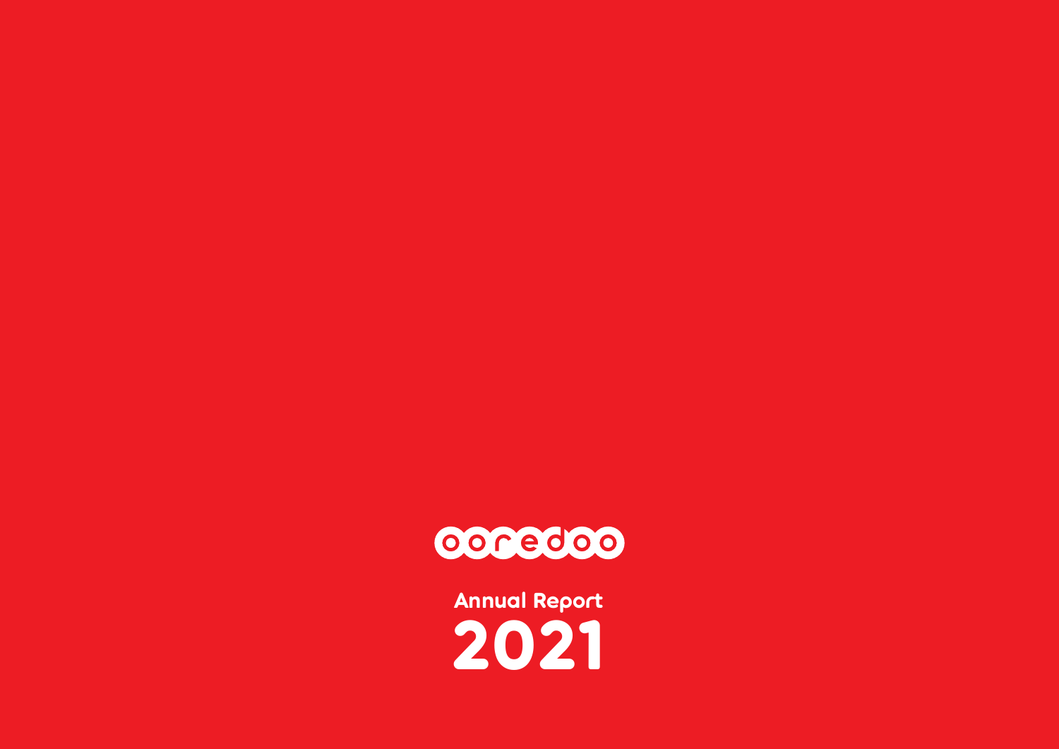ooredoo

Annual Report

2021